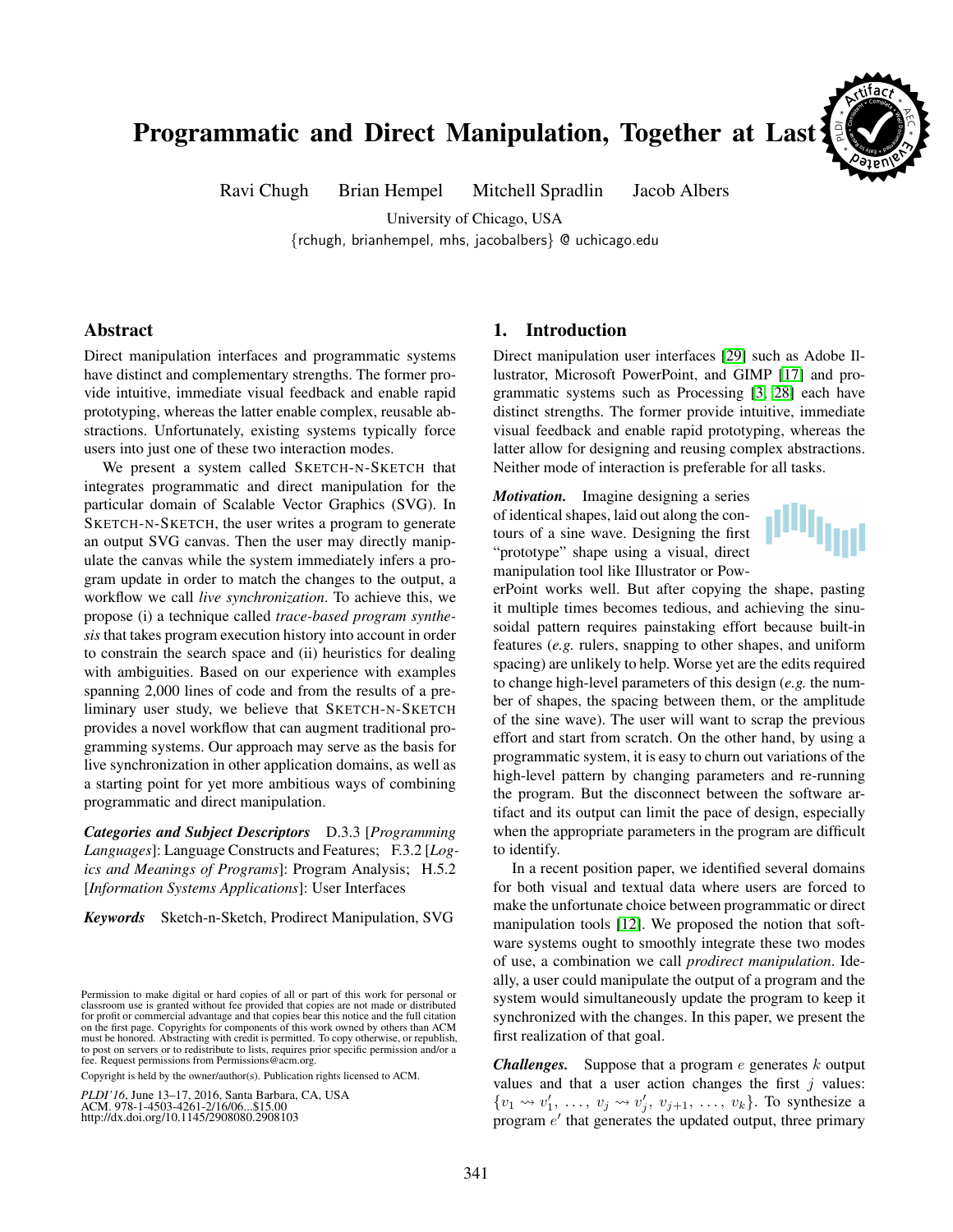# Programmatic and Direct Manipulation, Together at Last

Ravi Chugh  Brian Hempel  Mitchell Spradlin  Jacob Albers

University of Chicago, USA

{rchugh, brianhempel, mhs, jacobalbers} @ uchicago.edu

## Abstract

Direct manipulation interfaces and programmatic systems have distinct and complementary strengths. The former provide intuitive, immediate visual feedback and enable rapid prototyping, whereas the latter enable complex, reusable abstractions. Unfortunately, existing systems typically force users into just one of these two interaction modes.

We present a system called SKETCH-N-SKETCH that integrates programmatic and direct manipulation for the particular domain of Scalable Vector Graphics (SVG). In SKETCH-N-SKETCH, the user writes a program to generate an output SVG canvas. Then the user may directly manipulate the canvas while the system immediately infers a program update in order to match the changes to the output, a workflow we call *live synchronization*. To achieve this, we propose (i) a technique called *trace-based program synthesis* that takes program execution history into account in order to constrain the search space and (ii) heuristics for dealing with ambiguities. Based on our experience with examples spanning 2,000 lines of code and from the results of a preliminary user study, we believe that SKETCH-N-SKETCH provides a novel workflow that can augment traditional programming systems. Our approach may serve as the basis for live synchronization in other application domains, as well as a starting point for yet more ambitious ways of combining programmatic and direct manipulation.

***Categories and Subject Descriptors*** D.3.3 [*Programming Languages*]: Language Constructs and Features; F.3.2 [*Logics and Meanings of Programs*]: Program Analysis; H.5.2 [*Information Systems Applications*]: User Interfaces

***Keywords*** Sketch-n-Sketch, Prodirect Manipulation, SVG

Permission to make digital or hard copies of all or part of this work for personal or classroom use is granted without fee provided that copies are not made or distributed for profit or commercial advantage and that copies bear this notice and the full citation on the first page. Copyrights for components of this work owned by others than ACM must be honored. Abstracting with credit is permitted. To copy otherwise, or republish, to post on servers or to redistribute to lists, requires prior specific permission and/or a fee. Request permissions from Permissions@acm.org.

Copyright is held by the owner/author(s). Publication rights licensed to ACM.

*PLDI'16*, June 13–17, 2016, Santa Barbara, CA, USA
ACM. 978-1-4503-4261-2/16/06...$15.00
http://dx.doi.org/10.1145/2908080.2908103

## 1. Introduction

Direct manipulation user interfaces [29] such as Adobe Illustrator, Microsoft PowerPoint, and GIMP [17] and programmatic systems such as Processing [3, 28] each have distinct strengths. The former provide intuitive, immediate visual feedback and enable rapid prototyping, whereas the latter allow for designing and reusing complex abstractions. Neither mode of interaction is preferable for all tasks.

***Motivation.*** Imagine designing a series of identical shapes, laid out along the contours of a sine wave. Designing the first "prototype" shape using a visual, direct manipulation tool like Illustrator or PowerPoint works well. But after copying the shape, pasting it multiple times becomes tedious, and achieving the sinusoidal pattern requires painstaking effort because built-in features (*e.g.* rulers, snapping to other shapes, and uniform spacing) are unlikely to help. Worse yet are the edits required to change high-level parameters of this design (*e.g.* the number of shapes, the spacing between them, or the amplitude of the sine wave). The user will want to scrap the previous effort and start from scratch. On the other hand, by using a programmatic system, it is easy to churn out variations of the high-level pattern by changing parameters and re-running the program. But the disconnect between the software artifact and its output can limit the pace of design, especially when the appropriate parameters in the program are difficult to identify.

In a recent position paper, we identified several domains for both visual and textual data where users are forced to make the unfortunate choice between programmatic or direct manipulation tools [12]. We proposed the notion that software systems ought to smoothly integrate these two modes of use, a combination we call *prodirect manipulation*. Ideally, a user could manipulate the output of a program and the system would simultaneously update the program to keep it synchronized with the changes. In this paper, we present the first realization of that goal.

***Challenges.*** Suppose that a program $e$ generates $k$ output values and that a user action changes the first $j$ values: $\{v_1 \rightsquigarrow v_1', \ldots, v_j \rightsquigarrow v_j', v_{j+1}, \ldots, v_k\}$. To synthesize a program $e'$ that generates the updated output, three primary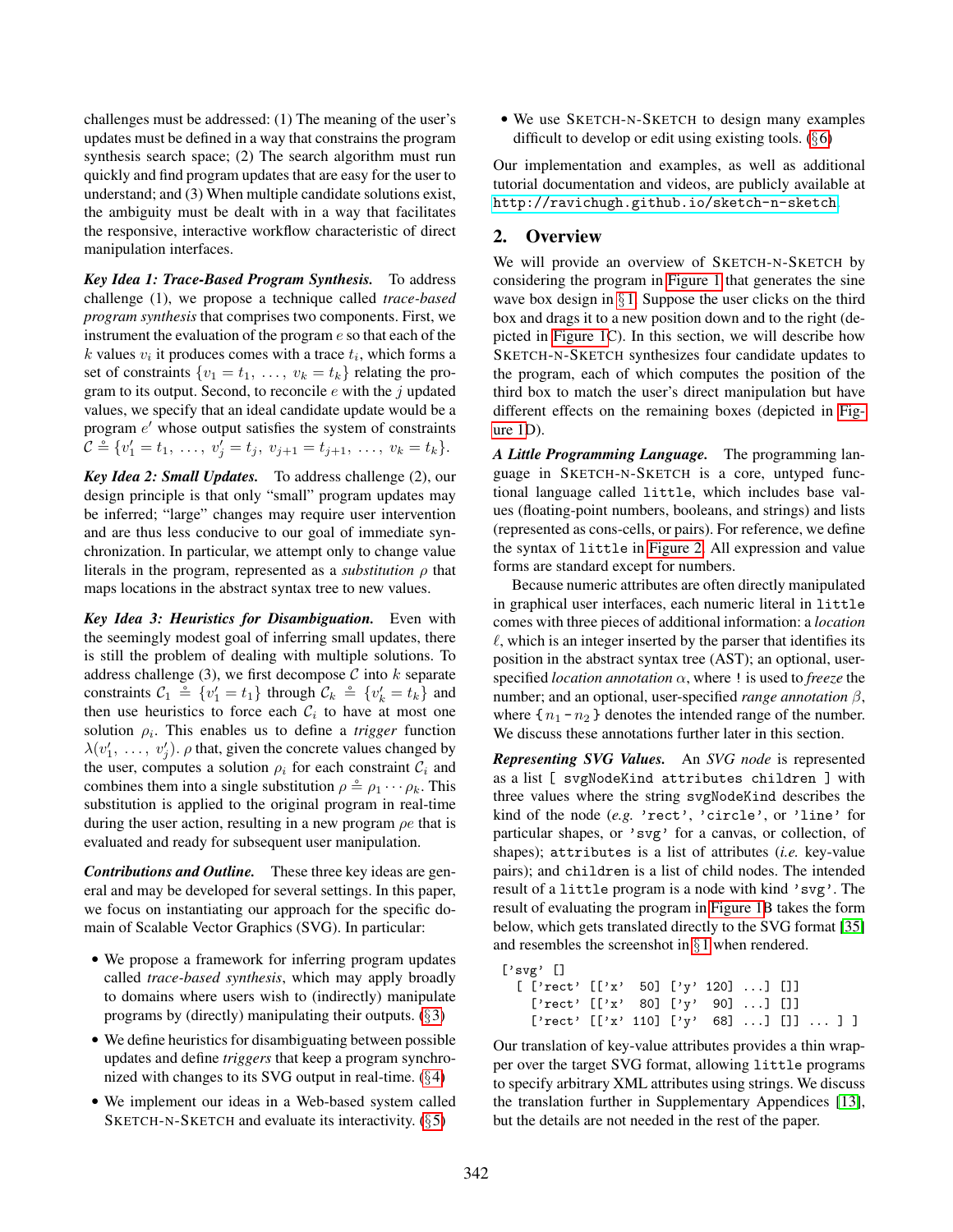challenges must be addressed: (1) The meaning of the user's updates must be defined in a way that constrains the program synthesis search space; (2) The search algorithm must run quickly and find program updates that are easy for the user to understand; and (3) When multiple candidate solutions exist, the ambiguity must be dealt with in a way that facilitates the responsive, interactive workflow characteristic of direct manipulation interfaces.

***Key Idea 1: Trace-Based Program Synthesis.*** To address challenge (1), we propose a technique called *trace-based program synthesis* that comprises two components. First, we instrument the evaluation of the program $e$ so that each of the $k$ values $v_i$ it produces comes with a trace $t_i$, which forms a set of constraints $\{v_1 = t_1, \ldots, v_k = t_k\}$ relating the program to its output. Second, to reconcile $e$ with the $j$ updated values, we specify that an ideal candidate update would be a program $e'$ whose output satisfies the system of constraints $\mathcal{C} \mathrel{\hat{=}} \{v'_1 = t_1, \ldots, v'_j = t_j, v_{j+1} = t_{j+1}, \ldots, v_k = t_k\}$.

***Key Idea 2: Small Updates.*** To address challenge (2), our design principle is that only "small" program updates may be inferred; "large" changes may require user intervention and are thus less conducive to our goal of immediate synchronization. In particular, we attempt only to change value literals in the program, represented as a *substitution* $\rho$ that maps locations in the abstract syntax tree to new values.

***Key Idea 3: Heuristics for Disambiguation.*** Even with the seemingly modest goal of inferring small updates, there is still the problem of dealing with multiple solutions. To address challenge (3), we first decompose $\mathcal{C}$ into $k$ separate constraints $\mathcal{C}_1 \mathrel{\hat{=}} \{v'_1 = t_1\}$ through $\mathcal{C}_k \mathrel{\hat{=}} \{v'_k = t_k\}$ and then use heuristics to force each $\mathcal{C}_i$ to have at most one solution $\rho_i$. This enables us to define a *trigger* function $\lambda(v'_1, \ldots, v'_j).\, \rho$ that, given the concrete values changed by the user, computes a solution $\rho_i$ for each constraint $\mathcal{C}_i$ and combines them into a single substitution $\rho \mathrel{\hat{=}} \rho_1 \cdots \rho_k$. This substitution is applied to the original program in real-time during the user action, resulting in a new program $\rho e$ that is evaluated and ready for subsequent user manipulation.

***Contributions and Outline.*** These three key ideas are general and may be developed for several settings. In this paper, we focus on instantiating our approach for the specific domain of Scalable Vector Graphics (SVG). In particular:

- We propose a framework for inferring program updates called *trace-based synthesis*, which may apply broadly to domains where users wish to (indirectly) manipulate programs by (directly) manipulating their outputs. (§3)
- We define heuristics for disambiguating between possible updates and define *triggers* that keep a program synchronized with changes to its SVG output in real-time. (§4)
- We implement our ideas in a Web-based system called SKETCH-N-SKETCH and evaluate its interactivity. (§5)
- We use SKETCH-N-SKETCH to design many examples difficult to develop or edit using existing tools. (§6)

Our implementation and examples, as well as additional tutorial documentation and videos, are publicly available at `http://ravichugh.github.io/sketch-n-sketch`.

## 2. Overview

We will provide an overview of SKETCH-N-SKETCH by considering the program in Figure 1 that generates the sine wave box design in §1. Suppose the user clicks on the third box and drags it to a new position down and to the right (depicted in Figure 1C). In this section, we will describe how SKETCH-N-SKETCH synthesizes four candidate updates to the program, each of which computes the position of the third box to match the user's direct manipulation but have different effects on the remaining boxes (depicted in Figure 1D).

***A Little Programming Language.*** The programming language in SKETCH-N-SKETCH is a core, untyped functional language called `little`, which includes base values (floating-point numbers, booleans, and strings) and lists (represented as cons-cells, or pairs). For reference, we define the syntax of `little` in Figure 2. All expression and value forms are standard except for numbers.

Because numeric attributes are often directly manipulated in graphical user interfaces, each numeric literal in `little` comes with three pieces of additional information: a *location* $\ell$, which is an integer inserted by the parser that identifies its position in the abstract syntax tree (AST); an optional, user-specified *location annotation* $\alpha$, where `!` is used to *freeze* the number; and an optional, user-specified *range annotation* $\beta$, where `{` $n_1$ `-` $n_2$ `}` denotes the intended range of the number. We discuss these annotations further later in this section.

***Representing SVG Values.*** An *SVG node* is represented as a list `[ svgNodeKind attributes children ]` with three values where the string `svgNodeKind` describes the kind of the node (*e.g.* `'rect'`, `'circle'`, or `'line'` for particular shapes, or `'svg'` for a canvas, or collection, of shapes); `attributes` is a list of attributes (*i.e.* key-value pairs); and `children` is a list of child nodes. The intended result of a `little` program is a node with kind `'svg'`. The result of evaluating the program in Figure 1B takes the form below, which gets translated directly to the SVG format [35] and resembles the screenshot in §1 when rendered.

```
['svg' []
  [ ['rect' [['x'  50] ['y' 120] ...] []]
    ['rect' [['x'  80] ['y'  90] ...] []]
    ['rect' [['x' 110] ['y'  68] ...] []] ... ] ]
```

Our translation of key-value attributes provides a thin wrapper over the target SVG format, allowing `little` programs to specify arbitrary XML attributes using strings. We discuss the translation further in Supplementary Appendices [13], but the details are not needed in the rest of the paper.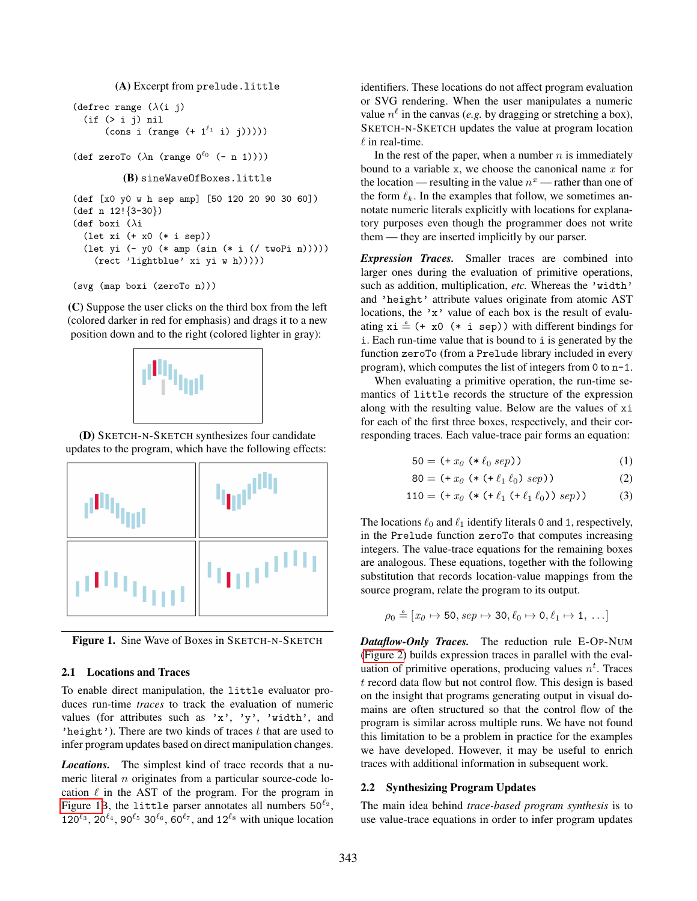**(A)** Excerpt from `prelude.little`

```
(defrec range (λ(i j)
  (if (> i j) nil
      (cons i (range (+ 1^ℓ1 i) j)))))

(def zeroTo (λn (range 0^ℓ0 (- n 1))))
```

**(B)** `sineWaveOfBoxes.little`

```
(def [x0 y0 w h sep amp] [50 120 20 90 30 60])
(def n 12!{3-30})
(def boxi (λi
  (let xi (+ x0 (* i sep))
  (let yi (- y0 (* amp (sin (* i (/ twoPi n)))))
    (rect 'lightblue' xi yi w h)))))

(svg (map boxi (zeroTo n)))
```

**(C)** Suppose the user clicks on the third box from the left (colored darker in red for emphasis) and drags it to a new position down and to the right (colored lighter in gray):

**(D)** Sketch-n-Sketch synthesizes four candidate updates to the program, which have the following effects:

**Figure 1.** Sine Wave of Boxes in Sketch-n-Sketch

### 2.1 Locations and Traces

To enable direct manipulation, the `little` evaluator produces run-time *traces* to track the evaluation of numeric values (for attributes such as `'x'`, `'y'`, `'width'`, and `'height'`). There are two kinds of traces $t$ that are used to infer program updates based on direct manipulation changes.

***Locations.*** The simplest kind of trace records that a numeric literal $n$ originates from a particular source-code location $\ell$ in the AST of the program. For the program in Figure 1B, the `little` parser annotates all numbers $50^{\ell_2}$, $120^{\ell_3}$, $20^{\ell_4}$, $90^{\ell_5}$ $30^{\ell_6}$, $60^{\ell_7}$, and $12^{\ell_8}$ with unique location identifiers. These locations do not affect program evaluation or SVG rendering. When the user manipulates a numeric value $n^{\ell}$ in the canvas (*e.g.* by dragging or stretching a box), Sketch-n-Sketch updates the value at program location $\ell$ in real-time.

In the rest of the paper, when a number $n$ is immediately bound to a variable `x`, we choose the canonical name $x$ for the location — resulting in the value $n^x$ — rather than one of the form $\ell_k$. In the examples that follow, we sometimes annotate numeric literals explicitly with locations for explanatory purposes even though the programmer does not write them — they are inserted implicitly by our parser.

***Expression Traces.*** Smaller traces are combined into larger ones during the evaluation of primitive operations, such as addition, multiplication, *etc.* Whereas the `'width'` and `'height'` attribute values originate from atomic AST locations, the `'x'` value of each box is the result of evaluating `xi` $\doteq$ `(+ x0 (* i sep))` with different bindings for `i`. Each run-time value that is bound to `i` is generated by the function `zeroTo` (from a `Prelude` library included in every program), which computes the list of integers from `0` to `n-1`.

When evaluating a primitive operation, the run-time semantics of `little` records the structure of the expression along with the resulting value. Below are the values of `xi` for each of the first three boxes, respectively, and their corresponding traces. Each value-trace pair forms an equation:

$$50 = (+\ x_0\ (*\ \ell_0\ sep)) \tag{1}$$

$$80 = (+\ x_0\ (*\ (+\ \ell_1\ \ell_0)\ sep)) \tag{2}$$

$$110 = (+\ x_0\ (*\ (+\ \ell_1\ (+\ \ell_1\ \ell_0))\ sep)) \tag{3}$$

The locations $\ell_0$ and $\ell_1$ identify literals `0` and `1`, respectively, in the `Prelude` function `zeroTo` that computes increasing integers. The value-trace equations for the remaining boxes are analogous. These equations, together with the following substitution that records location-value mappings from the source program, relate the program to its output.

$$\rho_0 \doteq [x_0 \mapsto 50, sep \mapsto 30, \ell_0 \mapsto 0, \ell_1 \mapsto 1, \ \ldots]$$

***Dataflow-Only Traces.*** The reduction rule E-Op-Num (Figure 2) builds expression traces in parallel with the evaluation of primitive operations, producing values $n^t$. Traces $t$ record data flow but not control flow. This design is based on the insight that programs generating output in visual domains are often structured so that the control flow of the program is similar across multiple runs. We have not found this limitation to be a problem in practice for the examples we have developed. However, it may be useful to enrich traces with additional information in subsequent work.

### 2.2 Synthesizing Program Updates

The main idea behind *trace-based program synthesis* is to use value-trace equations in order to infer program updates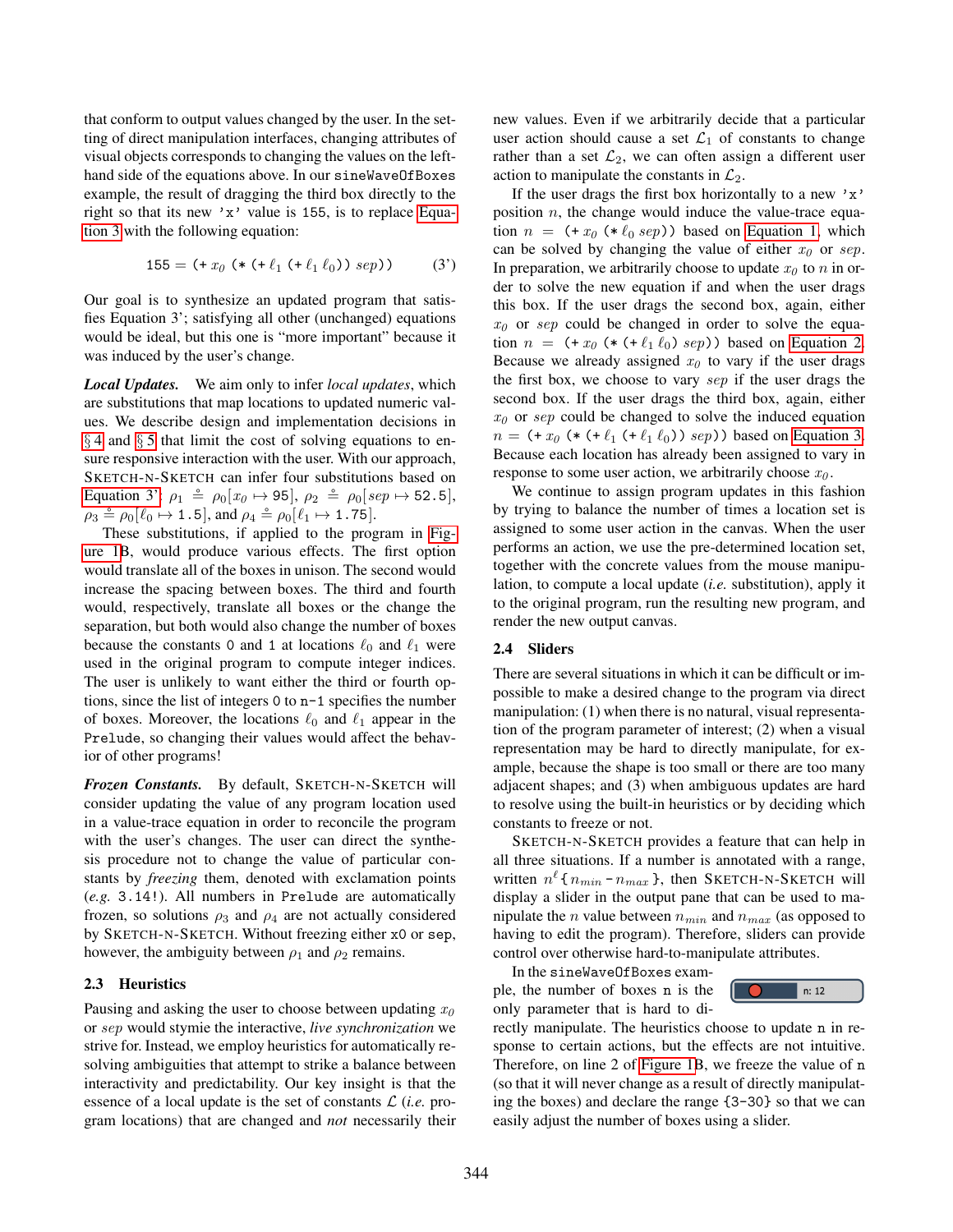that conform to output values changed by the user. In the setting of direct manipulation interfaces, changing attributes of visual objects corresponds to changing the values on the left-hand side of the equations above. In our `sineWaveOfBoxes` example, the result of dragging the third box directly to the right so that its new `'x'` value is `155`, is to replace Equation 3 with the following equation:

$$\texttt{155} = \texttt{(+}\ x_0\ \texttt{(*}\ \texttt{(+}\ \ell_1\ \texttt{(+}\ \ell_1\ \ell_0\texttt{))}\ sep\texttt{))} \qquad (3')$$

Our goal is to synthesize an updated program that satisfies Equation 3'; satisfying all other (unchanged) equations would be ideal, but this one is "more important" because it was induced by the user's change.

***Local Updates.*** We aim only to infer *local updates*, which are substitutions that map locations to updated numeric values. We describe design and implementation decisions in § 4 and § 5 that limit the cost of solving equations to ensure responsive interaction with the user. With our approach, SKETCH-N-SKETCH can infer four substitutions based on Equation 3': $\rho_1 \doteq \rho_0[x_0 \mapsto \texttt{95}]$, $\rho_2 \doteq \rho_0[sep \mapsto \texttt{52.5}]$, $\rho_3 \doteq \rho_0[\ell_0 \mapsto \texttt{1.5}]$, and $\rho_4 \doteq \rho_0[\ell_1 \mapsto \texttt{1.75}]$.

These substitutions, if applied to the program in Figure 1B, would produce various effects. The first option would translate all of the boxes in unison. The second would increase the spacing between boxes. The third and fourth would, respectively, translate all boxes or the change the separation, but both would also change the number of boxes because the constants `0` and `1` at locations $\ell_0$ and $\ell_1$ were used in the original program to compute integer indices. The user is unlikely to want either the third or fourth options, since the list of integers `0` to `n-1` specifies the number of boxes. Moreover, the locations $\ell_0$ and $\ell_1$ appear in the `Prelude`, so changing their values would affect the behavior of other programs!

***Frozen Constants.*** By default, SKETCH-N-SKETCH will consider updating the value of any program location used in a value-trace equation in order to reconcile the program with the user's changes. The user can direct the synthesis procedure not to change the value of particular constants by *freezing* them, denoted with exclamation points (*e.g.* `3.14!`). All numbers in `Prelude` are automatically frozen, so solutions $\rho_3$ and $\rho_4$ are not actually considered by SKETCH-N-SKETCH. Without freezing either `x0` or `sep`, however, the ambiguity between $\rho_1$ and $\rho_2$ remains.

### 2.3 Heuristics

Pausing and asking the user to choose between updating $x_0$ or $sep$ would stymie the interactive, *live synchronization* we strive for. Instead, we employ heuristics for automatically resolving ambiguities that attempt to strike a balance between interactivity and predictability. Our key insight is that the essence of a local update is the set of constants $\mathcal{L}$ (*i.e.* program locations) that are changed and *not* necessarily their new values. Even if we arbitrarily decide that a particular user action should cause a set $\mathcal{L}_1$ of constants to change rather than a set $\mathcal{L}_2$, we can often assign a different user action to manipulate the constants in $\mathcal{L}_2$.

If the user drags the first box horizontally to a new `'x'` position $n$, the change would induce the value-trace equation $n = \texttt{(+}\ x_0\ \texttt{(*}\ \ell_0\ sep\texttt{))}$ based on Equation 1, which can be solved by changing the value of either $x_0$ or $sep$. In preparation, we arbitrarily choose to update $x_0$ to $n$ in order to solve the new equation if and when the user drags this box. If the user drags the second box, again, either $x_0$ or $sep$ could be changed in order to solve the equation $n = \texttt{(+}\ x_0\ \texttt{(*}\ \texttt{(+}\ \ell_1\ \ell_0\texttt{)}\ sep\texttt{))}$ based on Equation 2. Because we already assigned $x_0$ to vary if the user drags the first box, we choose to vary $sep$ if the user drags the second box. If the user drags the third box, again, either $x_0$ or $sep$ could be changed to solve the induced equation $n = \texttt{(+}\ x_0\ \texttt{(*}\ \texttt{(+}\ \ell_1\ \texttt{(+}\ \ell_1\ \ell_0\texttt{))}\ sep\texttt{))}$ based on Equation 3. Because each location has already been assigned to vary in response to some user action, we arbitrarily choose $x_0$.

We continue to assign program updates in this fashion by trying to balance the number of times a location set is assigned to some user action in the canvas. When the user performs an action, we use the pre-determined location set, together with the concrete values from the mouse manipulation, to compute a local update (*i.e.* substitution), apply it to the original program, run the resulting new program, and render the new output canvas.

### 2.4 Sliders

There are several situations in which it can be difficult or impossible to make a desired change to the program via direct manipulation: (1) when there is no natural, visual representation of the program parameter of interest; (2) when a visual representation may be hard to directly manipulate, for example, because the shape is too small or there are too many adjacent shapes; and (3) when ambiguous updates are hard to resolve using the built-in heuristics or by deciding which constants to freeze or not.

SKETCH-N-SKETCH provides a feature that can help in all three situations. If a number is annotated with a range, written $n^\ell\texttt{\{}n_{min}\texttt{-}n_{max}\texttt{\}}$, then SKETCH-N-SKETCH will display a slider in the output pane that can be used to manipulate the $n$ value between $n_{min}$ and $n_{max}$ (as opposed to having to edit the program). Therefore, sliders can provide control over otherwise hard-to-manipulate attributes.

In the `sineWaveOfBoxes` example, the number of boxes `n` is the only parameter that is hard to directly manipulate. The heuristics choose to update `n` in response to certain actions, but the effects are not intuitive. Therefore, on line 2 of Figure 1B, we freeze the value of `n` (so that it will never change as a result of directly manipulating the boxes) and declare the range `{3-30}` so that we can easily adjust the number of boxes using a slider.

n: 12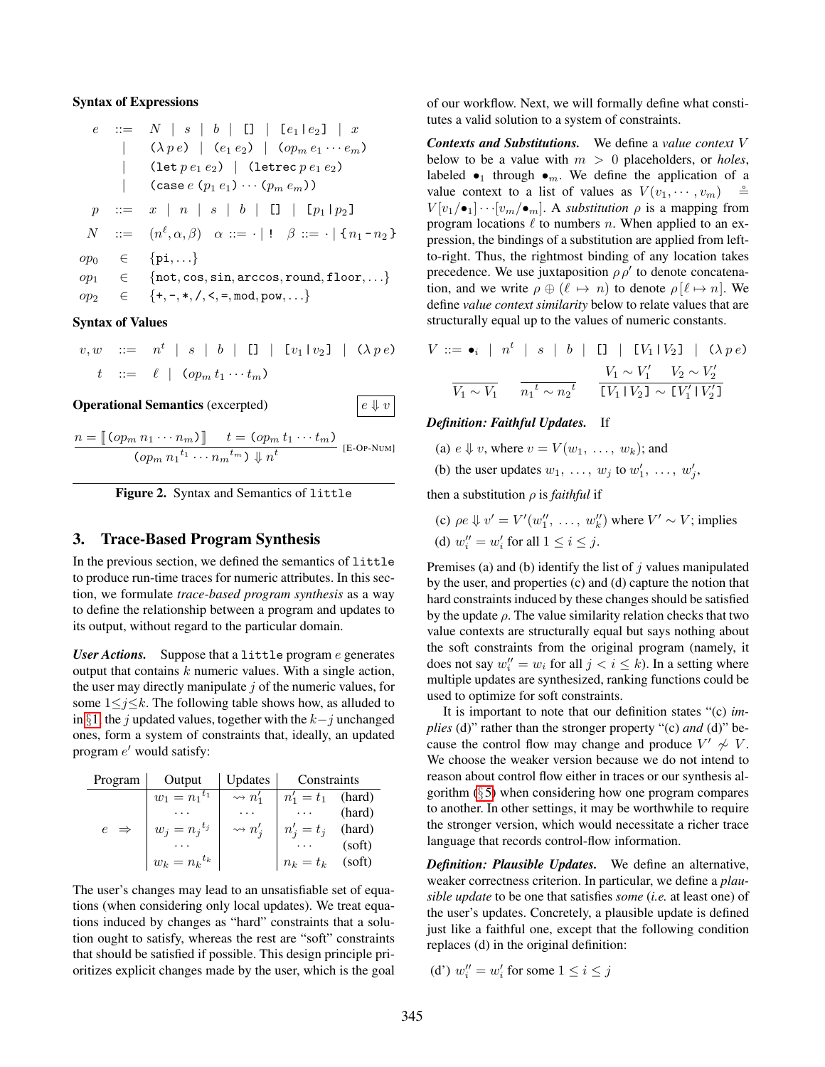**Syntax of Expressions**

$$
\begin{array}{rcl}
e & ::= & N \mid s \mid b \mid \texttt{[]} \mid \texttt{[}e_1\,\texttt{|}\,e_2\texttt{]} \mid x \\
& \mid & (\lambda\, p\, e) \mid (e_1\, e_2) \mid (op_m\, e_1 \cdots e_m) \\
& \mid & (\texttt{let}\, p\, e_1\, e_2) \mid (\texttt{letrec}\, p\, e_1\, e_2) \\
& \mid & (\texttt{case}\, e\, (p_1\, e_1) \cdots (p_m\, e_m)) \\
p & ::= & x \mid n \mid s \mid b \mid \texttt{[]} \mid \texttt{[}p_1\,\texttt{|}\,p_2\texttt{]} \\
N & ::= & (n^\ell, \alpha, \beta) \quad \alpha ::= \cdot \mid \texttt{!} \quad \beta ::= \cdot \mid \texttt{\{}n_1\texttt{-}n_2\texttt{\}} \\
op_0 & \in & \{\texttt{pi}, \ldots\} \\
op_1 & \in & \{\texttt{not}, \texttt{cos}, \texttt{sin}, \texttt{arccos}, \texttt{round}, \texttt{floor}, \ldots\} \\
op_2 & \in & \{\texttt{+}, \texttt{-}, \texttt{*}, \texttt{/}, \texttt{<}, \texttt{=}, \texttt{mod}, \texttt{pow}, \ldots\}
\end{array}
$$

**Syntax of Values**

$$
\begin{array}{rcl}
v, w & ::= & n^t \mid s \mid b \mid \texttt{[]} \mid \texttt{[}v_1\,\texttt{|}\,v_2\texttt{]} \mid (\lambda\, p\, e) \\
t & ::= & \ell \mid (op_m\, t_1 \cdots t_m)
\end{array}
$$

**Operational Semantics** (excerpted) $\quad \boxed{e \Downarrow v}$

$$
\frac{n = [\![ (op_m\, n_1 \cdots n_m) ]\!] \qquad t = (op_m\, t_1 \cdots t_m)}{(op_m\, {n_1}^{t_1} \cdots {n_m}^{t_m}) \Downarrow n^t} \text{ [E-OP-NUM]}
$$

**Figure 2.** Syntax and Semantics of `little`

## 3. Trace-Based Program Synthesis

In the previous section, we defined the semantics of `little` to produce run-time traces for numeric attributes. In this section, we formulate *trace-based program synthesis* as a way to define the relationship between a program and updates to its output, without regard to the particular domain.

***User Actions.*** Suppose that a `little` program $e$ generates output that contains $k$ numeric values. With a single action, the user may directly manipulate $j$ of the numeric values, for some $1 \leq j \leq k$. The following table shows how, as alluded to in §1, the $j$ updated values, together with the $k-j$ unchanged ones, form a system of constraints that, ideally, an updated program $e'$ would satisfy:

| Program | Output | Updates | Constraints | |
|---|---|---|---|---|
| | $w_1 = {n_1}^{t_1}$ | $\rightsquigarrow n'_1$ | $n'_1 = t_1$ | (hard) |
| | $\cdots$ | $\cdots$ | $\cdots$ | (hard) |
| $e \;\Rightarrow$ | $w_j = {n_j}^{t_j}$ | $\rightsquigarrow n'_j$ | $n'_j = t_j$ | (hard) |
| | $\cdots$ | | $\cdots$ | (soft) |
| | $w_k = {n_k}^{t_k}$ | | $n_k = t_k$ | (soft) |

The user's changes may lead to an unsatisfiable set of equations (when considering only local updates). We treat equations induced by changes as "hard" constraints that a solution ought to satisfy, whereas the rest are "soft" constraints that should be satisfied if possible. This design principle prioritizes explicit changes made by the user, which is the goal of our workflow. Next, we will formally define what constitutes a valid solution to a system of constraints.

***Contexts and Substitutions.*** We define a *value context* $V$ below to be a value with $m > 0$ placeholders, or *holes*, labeled $\bullet_1$ through $\bullet_m$. We define the application of a value context to a list of values as $V(v_1, \cdots, v_m) \triangleq V[v_1/\bullet_1]\cdots[v_m/\bullet_m]$. A *substitution* $\rho$ is a mapping from program locations $\ell$ to numbers $n$. When applied to an expression, the bindings of a substitution are applied from left-to-right. Thus, the rightmost binding of any location takes precedence. We use juxtaposition $\rho\,\rho'$ to denote concatenation, and we write $\rho \oplus (\ell \mapsto n)$ to denote $\rho[\ell \mapsto n]$. We define *value context similarity* below to relate values that are structurally equal up to the values of numeric constants.

$$
V ::= \bullet_i \mid n^t \mid s \mid b \mid \texttt{[]} \mid \texttt{[}V_1\,\texttt{|}\,V_2\texttt{]} \mid (\lambda\, p\, e)
$$

$$
\frac{}{V_1 \sim V_1} \qquad \frac{}{{n_1}^t \sim {n_2}^t} \qquad \frac{V_1 \sim V'_1 \qquad V_2 \sim V'_2}{\texttt{[}V_1\,\texttt{|}\,V_2\texttt{]} \sim \texttt{[}V'_1\,\texttt{|}\,V'_2\texttt{]}}
$$

***Definition: Faithful Updates.*** If

(a) $e \Downarrow v$, where $v = V(w_1, \ldots, w_k)$; and

(b) the user updates $w_1, \ldots, w_j$ to $w'_1, \ldots, w'_j$,

then a substitution $\rho$ is *faithful* if

(c) $\rho e \Downarrow v' = V'(w''_1, \ldots, w''_k)$ where $V' \sim V$; implies

(d) $w''_i = w'_i$ for all $1 \leq i \leq j$.

Premises (a) and (b) identify the list of $j$ values manipulated by the user, and properties (c) and (d) capture the notion that hard constraints induced by these changes should be satisfied by the update $\rho$. The value similarity relation checks that two value contexts are structurally equal but says nothing about the soft constraints from the original program (namely, it does not say $w''_i = w_i$ for all $j < i \leq k$). In a setting where multiple updates are synthesized, ranking functions could be used to optimize for soft constraints.

It is important to note that our definition states "(c) *implies* (d)" rather than the stronger property "(c) *and* (d)" because the control flow may change and produce $V' \not\sim V$. We choose the weaker version because we do not intend to reason about control flow either in traces or our synthesis algorithm (§5) when considering how one program compares to another. In other settings, it may be worthwhile to require the stronger version, which would necessitate a richer trace language that records control-flow information.

***Definition: Plausible Updates.*** We define an alternative, weaker correctness criterion. In particular, we define a *plausible update* to be one that satisfies *some* (*i.e.* at least one) of the user's updates. Concretely, a plausible update is defined just like a faithful one, except that the following condition replaces (d) in the original definition:

(d') $w''_i = w'_i$ for some $1 \leq i \leq j$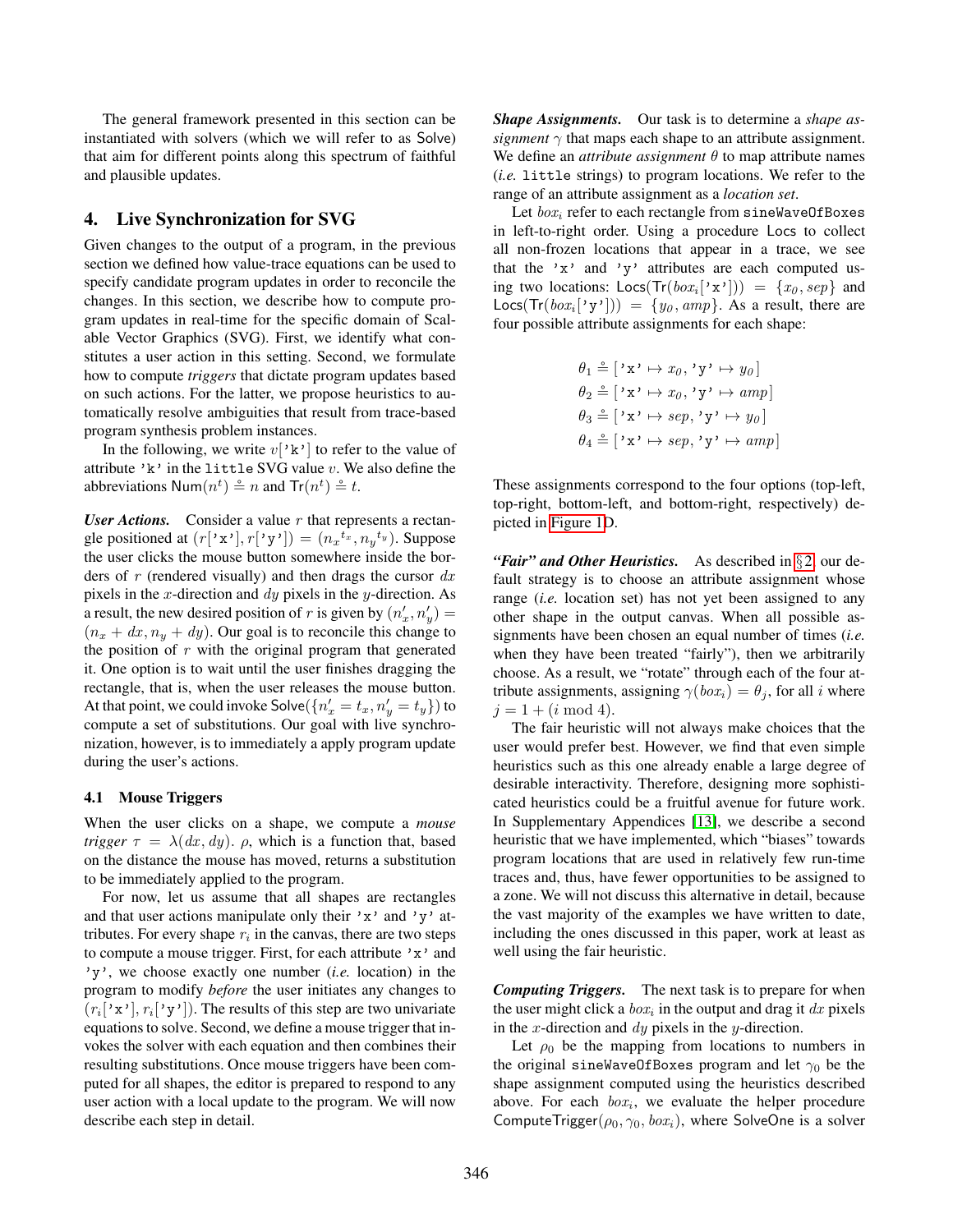The general framework presented in this section can be instantiated with solvers (which we will refer to as Solve) that aim for different points along this spectrum of faithful and plausible updates.

## 4. Live Synchronization for SVG

Given changes to the output of a program, in the previous section we defined how value-trace equations can be used to specify candidate program updates in order to reconcile the changes. In this section, we describe how to compute program updates in real-time for the specific domain of Scalable Vector Graphics (SVG). First, we identify what constitutes a user action in this setting. Second, we formulate how to compute *triggers* that dictate program updates based on such actions. For the latter, we propose heuristics to automatically resolve ambiguities that result from trace-based program synthesis problem instances.

In the following, we write $v[\texttt{'k'}]$ to refer to the value of attribute `'k'` in the `little` SVG value $v$. We also define the abbreviations $\mathsf{Num}(n^t) \mathrel{\hat{=}} n$ and $\mathsf{Tr}(n^t) \mathrel{\hat{=}} t$.

***User Actions.*** Consider a value $r$ that represents a rectangle positioned at $(r[\texttt{'x'}], r[\texttt{'y'}]) = (n_x{}^{t_x}, n_y{}^{t_y})$. Suppose the user clicks the mouse button somewhere inside the borders of $r$ (rendered visually) and then drags the cursor $dx$ pixels in the $x$-direction and $dy$ pixels in the $y$-direction. As a result, the new desired position of $r$ is given by $(n'_x, n'_y) = (n_x + dx, n_y + dy)$. Our goal is to reconcile this change to the position of $r$ with the original program that generated it. One option is to wait until the user finishes dragging the rectangle, that is, when the user releases the mouse button. At that point, we could invoke $\mathsf{Solve}(\{n'_x = t_x, n'_y = t_y\})$ to compute a set of substitutions. Our goal with live synchronization, however, is to immediately a apply program update during the user's actions.

### 4.1 Mouse Triggers

When the user clicks on a shape, we compute a *mouse trigger* $\tau = \lambda(dx, dy).\ \rho$, which is a function that, based on the distance the mouse has moved, returns a substitution to be immediately applied to the program.

For now, let us assume that all shapes are rectangles and that user actions manipulate only their `'x'` and `'y'` attributes. For every shape $r_i$ in the canvas, there are two steps to compute a mouse trigger. First, for each attribute `'x'` and `'y'`, we choose exactly one number (*i.e.* location) in the program to modify *before* the user initiates any changes to $(r_i[\texttt{'x'}], r_i[\texttt{'y'}])$. The results of this step are two univariate equations to solve. Second, we define a mouse trigger that invokes the solver with each equation and then combines their resulting substitutions. Once mouse triggers have been computed for all shapes, the editor is prepared to respond to any user action with a local update to the program. We will now describe each step in detail.

***Shape Assignments.*** Our task is to determine a *shape assignment* $\gamma$ that maps each shape to an attribute assignment. We define an *attribute assignment* $\theta$ to map attribute names (*i.e.* `little` strings) to program locations. We refer to the range of an attribute assignment as a *location set*.

Let $box_i$ refer to each rectangle from `sineWaveOfBoxes` in left-to-right order. Using a procedure Locs to collect all non-frozen locations that appear in a trace, we see that the `'x'` and `'y'` attributes are each computed using two locations: $\mathsf{Locs}(\mathsf{Tr}(box_i[\texttt{'x'}])) = \{x_0, sep\}$ and $\mathsf{Locs}(\mathsf{Tr}(box_i[\texttt{'y'}])) = \{y_0, amp\}$. As a result, there are four possible attribute assignments for each shape:

$$\theta_1 \mathrel{\hat{=}} [\texttt{'x'} \mapsto x_0, \texttt{'y'} \mapsto y_0]$$
$$\theta_2 \mathrel{\hat{=}} [\texttt{'x'} \mapsto x_0, \texttt{'y'} \mapsto amp]$$
$$\theta_3 \mathrel{\hat{=}} [\texttt{'x'} \mapsto sep, \texttt{'y'} \mapsto y_0]$$
$$\theta_4 \mathrel{\hat{=}} [\texttt{'x'} \mapsto sep, \texttt{'y'} \mapsto amp]$$

These assignments correspond to the four options (top-left, top-right, bottom-left, and bottom-right, respectively) depicted in Figure 1D.

***"Fair" and Other Heuristics.*** As described in §2, our default strategy is to choose an attribute assignment whose range (*i.e.* location set) has not yet been assigned to any other shape in the output canvas. When all possible assignments have been chosen an equal number of times (*i.e.* when they have been treated "fairly"), then we arbitrarily choose. As a result, we "rotate" through each of the four attribute assignments, assigning $\gamma(box_i) = \theta_j$, for all $i$ where $j = 1 + (i \bmod 4)$.

The fair heuristic will not always make choices that the user would prefer best. However, we find that even simple heuristics such as this one already enable a large degree of desirable interactivity. Therefore, designing more sophisticated heuristics could be a fruitful avenue for future work. In Supplementary Appendices [13], we describe a second heuristic that we have implemented, which "biases" towards program locations that are used in relatively few run-time traces and, thus, have fewer opportunities to be assigned to a zone. We will not discuss this alternative in detail, because the vast majority of the examples we have written to date, including the ones discussed in this paper, work at least as well using the fair heuristic.

***Computing Triggers.*** The next task is to prepare for when the user might click a $box_i$ in the output and drag it $dx$ pixels in the $x$-direction and $dy$ pixels in the $y$-direction.

Let $\rho_0$ be the mapping from locations to numbers in the original `sineWaveOfBoxes` program and let $\gamma_0$ be the shape assignment computed using the heuristics described above. For each $box_i$, we evaluate the helper procedure $\mathsf{ComputeTrigger}(\rho_0, \gamma_0, box_i)$, where SolveOne is a solver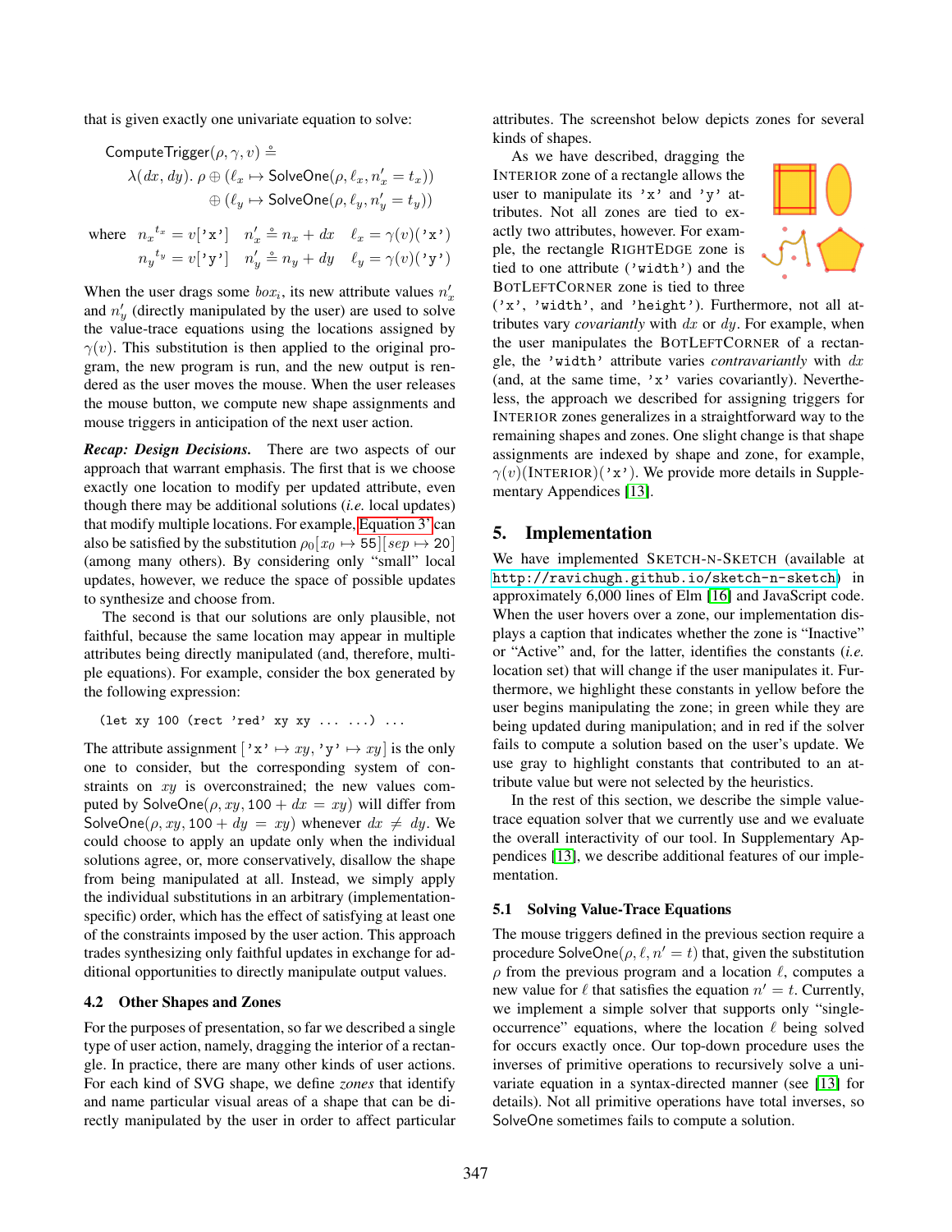that is given exactly one univariate equation to solve:

$$\begin{aligned}
&\mathsf{ComputeTrigger}(\rho, \gamma, v) \triangleq \\
&\quad \lambda(dx, dy).\ \rho \oplus (\ell_x \mapsto \mathsf{SolveOne}(\rho, \ell_x, n'_x = t_x)) \\
&\qquad\qquad\quad \oplus (\ell_y \mapsto \mathsf{SolveOne}(\rho, \ell_y, n'_y = t_y))
\end{aligned}$$

$$\text{where}\quad \begin{array}{lll} {n_x}^{t_x} = v[\texttt{'x'}] & n'_x \triangleq n_x + dx & \ell_x = \gamma(v)(\texttt{'x'}) \\ {n_y}^{t_y} = v[\texttt{'y'}] & n'_y \triangleq n_y + dy & \ell_y = \gamma(v)(\texttt{'y'}) \end{array}$$

When the user drags some $box_i$, its new attribute values $n'_x$ and $n'_y$ (directly manipulated by the user) are used to solve the value-trace equations using the locations assigned by $\gamma(v)$. This substitution is then applied to the original program, the new program is run, and the new output is rendered as the user moves the mouse. When the user releases the mouse button, we compute new shape assignments and mouse triggers in anticipation of the next user action.

***Recap: Design Decisions.*** There are two aspects of our approach that warrant emphasis. The first that is we choose exactly one location to modify per updated attribute, even though there may be additional solutions (*i.e.* local updates) that modify multiple locations. For example, Equation 3′ can also be satisfied by the substitution $\rho_0[x_0 \mapsto 55][sep \mapsto 20]$ (among many others). By considering only "small" local updates, however, we reduce the space of possible updates to synthesize and choose from.

The second is that our solutions are only plausible, not faithful, because the same location may appear in multiple attributes being directly manipulated (and, therefore, multiple equations). For example, consider the box generated by the following expression:

```
(let xy 100 (rect 'red' xy xy ... ...) ...
```

The attribute assignment $[\texttt{'x'} \mapsto xy, \texttt{'y'} \mapsto xy]$ is the only one to consider, but the corresponding system of constraints on $xy$ is overconstrained; the new values computed by $\mathsf{SolveOne}(\rho, xy, 100 + dx = xy)$ will differ from $\mathsf{SolveOne}(\rho, xy, 100 + dy = xy)$ whenever $dx \neq dy$. We could choose to apply an update only when the individual solutions agree, or, more conservatively, disallow the shape from being manipulated at all. Instead, we simply apply the individual substitutions in an arbitrary (implementation-specific) order, which has the effect of satisfying at least one of the constraints imposed by the user action. This approach trades synthesizing only faithful updates in exchange for additional opportunities to directly manipulate output values.

### 4.2 Other Shapes and Zones

For the purposes of presentation, so far we described a single type of user action, namely, dragging the interior of a rectangle. In practice, there are many other kinds of user actions. For each kind of SVG shape, we define *zones* that identify and name particular visual areas of a shape that can be directly manipulated by the user in order to affect particular attributes. The screenshot below depicts zones for several kinds of shapes.

As we have described, dragging the INTERIOR zone of a rectangle allows the user to manipulate its `'x'` and `'y'` attributes. Not all zones are tied to exactly two attributes, however. For example, the rectangle RIGHTEDGE zone is tied to one attribute (`'width'`) and the BOTLEFTCORNER zone is tied to three (`'x'`, `'width'`, and `'height'`). Furthermore, not all attributes vary *covariantly* with $dx$ or $dy$. For example, when the user manipulates the BOTLEFTCORNER of a rectangle, the `'width'` attribute varies *contravariantly* with $dx$ (and, at the same time, `'x'` varies covariantly). Nevertheless, the approach we described for assigning triggers for INTERIOR zones generalizes in a straightforward way to the remaining shapes and zones. One slight change is that shape assignments are indexed by shape and zone, for example, $\gamma(v)(\text{INTERIOR})(\texttt{'x'})$. We provide more details in Supplementary Appendices [13].

## 5. Implementation

We have implemented SKETCH-N-SKETCH (available at http://ravichugh.github.io/sketch-n-sketch) in approximately 6,000 lines of Elm [16] and JavaScript code. When the user hovers over a zone, our implementation displays a caption that indicates whether the zone is "Inactive" or "Active" and, for the latter, identifies the constants (*i.e.* location set) that will change if the user manipulates it. Furthermore, we highlight these constants in yellow before the user begins manipulating the zone; in green while they are being updated during manipulation; and in red if the solver fails to compute a solution based on the user's update. We use gray to highlight constants that contributed to an attribute value but were not selected by the heuristics.

In the rest of this section, we describe the simple value-trace equation solver that we currently use and we evaluate the overall interactivity of our tool. In Supplementary Appendices [13], we describe additional features of our implementation.

### 5.1 Solving Value-Trace Equations

The mouse triggers defined in the previous section require a procedure $\mathsf{SolveOne}(\rho, \ell, n' = t)$ that, given the substitution $\rho$ from the previous program and a location $\ell$, computes a new value for $\ell$ that satisfies the equation $n' = t$. Currently, we implement a simple solver that supports only "single-occurrence" equations, where the location $\ell$ being solved for occurs exactly once. Our top-down procedure uses the inverses of primitive operations to recursively solve a univariate equation in a syntax-directed manner (see [13] for details). Not all primitive operations have total inverses, so SolveOne sometimes fails to compute a solution.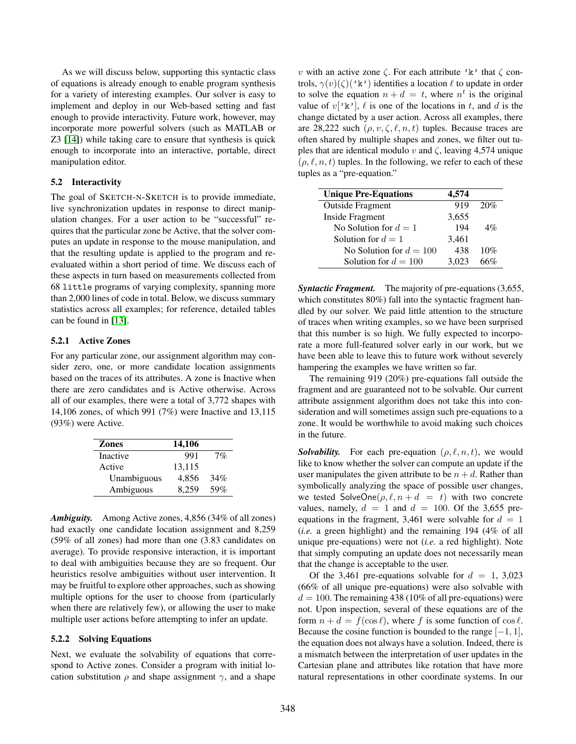As we will discuss below, supporting this syntactic class of equations is already enough to enable program synthesis for a variety of interesting examples. Our solver is easy to implement and deploy in our Web-based setting and fast enough to provide interactivity. Future work, however, may incorporate more powerful solvers (such as MATLAB or Z3 [14]) while taking care to ensure that synthesis is quick enough to incorporate into an interactive, portable, direct manipulation editor.

### 5.2 Interactivity

The goal of SKETCH-N-SKETCH is to provide immediate, live synchronization updates in response to direct manipulation changes. For a user action to be "successful" requires that the particular zone be Active, that the solver computes an update in response to the mouse manipulation, and that the resulting update is applied to the program and re-evaluated within a short period of time. We discuss each of these aspects in turn based on measurements collected from 68 `little` programs of varying complexity, spanning more than 2,000 lines of code in total. Below, we discuss summary statistics across all examples; for reference, detailed tables can be found in [13].

#### 5.2.1 Active Zones

For any particular zone, our assignment algorithm may consider zero, one, or more candidate location assignments based on the traces of its attributes. A zone is Inactive when there are zero candidates and is Active otherwise. Across all of our examples, there were a total of 3,772 shapes with 14,106 zones, of which 991 (7%) were Inactive and 13,115 (93%) were Active.

| **Zones** | **14,106** | |
|---|---|---|
| Inactive | 991 | 7% |
| Active | 13,115 | |
| Unambiguous | 4,856 | 34% |
| Ambiguous | 8,259 | 59% |

***Ambiguity.*** Among Active zones, 4,856 (34% of all zones) had exactly one candidate location assignment and 8,259 (59% of all zones) had more than one (3.83 candidates on average). To provide responsive interaction, it is important to deal with ambiguities because they are so frequent. Our heuristics resolve ambiguities without user intervention. It may be fruitful to explore other approaches, such as showing multiple options for the user to choose from (particularly when there are relatively few), or allowing the user to make multiple user actions before attempting to infer an update.

#### 5.2.2 Solving Equations

Next, we evaluate the solvability of equations that correspond to Active zones. Consider a program with initial location substitution $\rho$ and shape assignment $\gamma$, and a shape $v$ with an active zone $\zeta$. For each attribute `'k'` that $\zeta$ controls, $\gamma(v)(\zeta)(\texttt{'k'})$ identifies a location $\ell$ to update in order to solve the equation $n + d = t$, where $n^t$ is the original value of $v[\texttt{'k'}]$, $\ell$ is one of the locations in $t$, and $d$ is the change dictated by a user action. Across all examples, there are 28,222 such $(\rho, v, \zeta, \ell, n, t)$ tuples. Because traces are often shared by multiple shapes and zones, we filter out tuples that are identical modulo $v$ and $\zeta$, leaving 4,574 unique $(\rho, \ell, n, t)$ tuples. In the following, we refer to each of these tuples as a "pre-equation."

| **Unique Pre-Equations** | **4,574** | |
|---|---|---|
| Outside Fragment | 919 | 20% |
| Inside Fragment | 3,655 | |
| No Solution for $d = 1$ | 194 | 4% |
| Solution for $d = 1$ | 3,461 | |
| No Solution for $d = 100$ | 438 | 10% |
| Solution for $d = 100$ | 3,023 | 66% |

***Syntactic Fragment.*** The majority of pre-equations (3,655, which constitutes 80%) fall into the syntactic fragment handled by our solver. We paid little attention to the structure of traces when writing examples, so we have been surprised that this number is so high. We fully expected to incorporate a more full-featured solver early in our work, but we have been able to leave this to future work without severely hampering the examples we have written so far.

The remaining 919 (20%) pre-equations fall outside the fragment and are guaranteed not to be solvable. Our current attribute assignment algorithm does not take this into consideration and will sometimes assign such pre-equations to a zone. It would be worthwhile to avoid making such choices in the future.

***Solvability.*** For each pre-equation $(\rho, \ell, n, t)$, we would like to know whether the solver can compute an update if the user manipulates the given attribute to be $n + d$. Rather than symbolically analyzing the space of possible user changes, we tested $\mathsf{SolveOne}(\rho, \ell, n + d = t)$ with two concrete values, namely, $d = 1$ and $d = 100$. Of the 3,655 pre-equations in the fragment, 3,461 were solvable for $d = 1$ (*i.e.* a green highlight) and the remaining 194 (4% of all unique pre-equations) were not (*i.e.* a red highlight). Note that simply computing an update does not necessarily mean that the change is acceptable to the user.

Of the 3,461 pre-equations solvable for $d = 1$, 3,023 (66% of all unique pre-equations) were also solvable with $d = 100$. The remaining 438 (10% of all pre-equations) were not. Upon inspection, several of these equations are of the form $n + d = f(\cos \ell)$, where $f$ is some function of $\cos \ell$. Because the cosine function is bounded to the range $[-1, 1]$, the equation does not always have a solution. Indeed, there is a mismatch between the interpretation of user updates in the Cartesian plane and attributes like rotation that have more natural representations in other coordinate systems. In our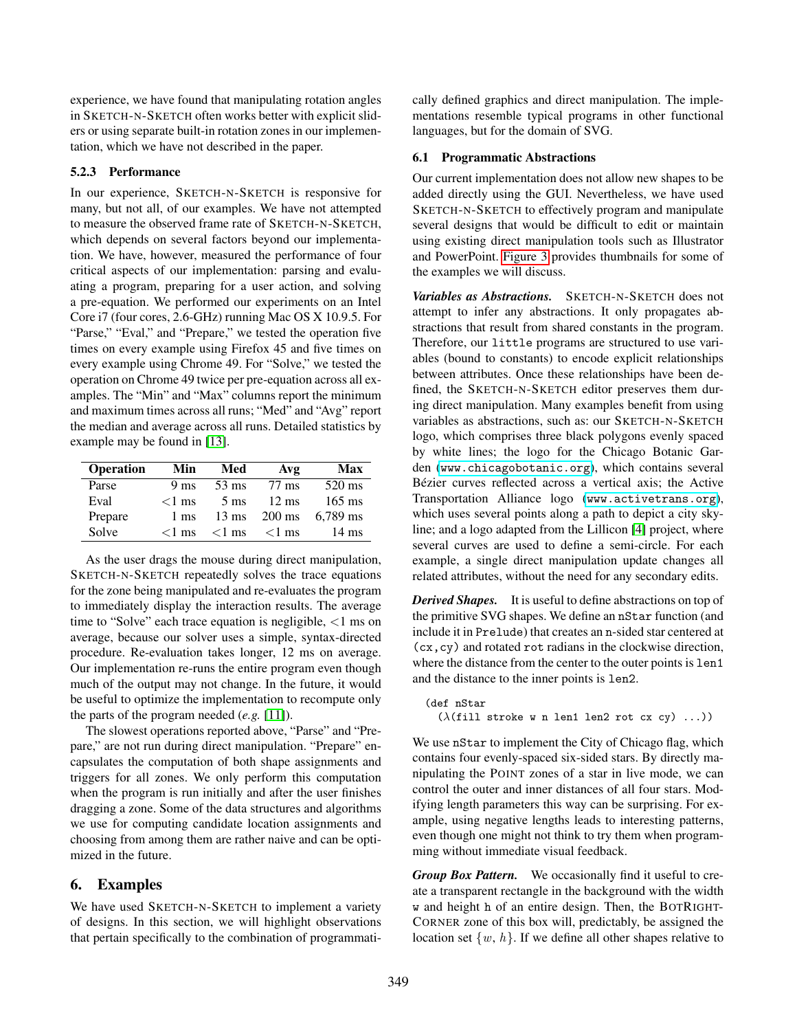experience, we have found that manipulating rotation angles in SKETCH-N-SKETCH often works better with explicit sliders or using separate built-in rotation zones in our implementation, which we have not described in the paper.

#### 5.2.3 Performance

In our experience, SKETCH-N-SKETCH is responsive for many, but not all, of our examples. We have not attempted to measure the observed frame rate of SKETCH-N-SKETCH, which depends on several factors beyond our implementation. We have, however, measured the performance of four critical aspects of our implementation: parsing and evaluating a program, preparing for a user action, and solving a pre-equation. We performed our experiments on an Intel Core i7 (four cores, 2.6-GHz) running Mac OS X 10.9.5. For "Parse," "Eval," and "Prepare," we tested the operation five times on every example using Firefox 45 and five times on every example using Chrome 49. For "Solve," we tested the operation on Chrome 49 twice per pre-equation across all examples. The "Min" and "Max" columns report the minimum and maximum times across all runs; "Med" and "Avg" report the median and average across all runs. Detailed statistics by example may be found in [13].

| Operation | Min | Med | Avg | Max |
|---|---|---|---|---|
| Parse | 9 ms | 53 ms | 77 ms | 520 ms |
| Eval | <1 ms | 5 ms | 12 ms | 165 ms |
| Prepare | 1 ms | 13 ms | 200 ms | 6,789 ms |
| Solve | <1 ms | <1 ms | <1 ms | 14 ms |

As the user drags the mouse during direct manipulation, SKETCH-N-SKETCH repeatedly solves the trace equations for the zone being manipulated and re-evaluates the program to immediately display the interaction results. The average time to "Solve" each trace equation is negligible, <1 ms on average, because our solver uses a simple, syntax-directed procedure. Re-evaluation takes longer, 12 ms on average. Our implementation re-runs the entire program even though much of the output may not change. In the future, it would be useful to optimize the implementation to recompute only the parts of the program needed (*e.g.* [11]).

The slowest operations reported above, "Parse" and "Prepare," are not run during direct manipulation. "Prepare" encapsulates the computation of both shape assignments and triggers for all zones. We only perform this computation when the program is run initially and after the user finishes dragging a zone. Some of the data structures and algorithms we use for computing candidate location assignments and choosing from among them are rather naive and can be optimized in the future.

## 6. Examples

We have used SKETCH-N-SKETCH to implement a variety of designs. In this section, we will highlight observations that pertain specifically to the combination of programmatically defined graphics and direct manipulation. The implementations resemble typical programs in other functional languages, but for the domain of SVG.

### 6.1 Programmatic Abstractions

Our current implementation does not allow new shapes to be added directly using the GUI. Nevertheless, we have used SKETCH-N-SKETCH to effectively program and manipulate several designs that would be difficult to edit or maintain using existing direct manipulation tools such as Illustrator and PowerPoint. Figure 3 provides thumbnails for some of the examples we will discuss.

***Variables as Abstractions.*** SKETCH-N-SKETCH does not attempt to infer any abstractions. It only propagates abstractions that result from shared constants in the program. Therefore, our `little` programs are structured to use variables (bound to constants) to encode explicit relationships between attributes. Once these relationships have been defined, the SKETCH-N-SKETCH editor preserves them during direct manipulation. Many examples benefit from using variables as abstractions, such as: our SKETCH-N-SKETCH logo, which comprises three black polygons evenly spaced by white lines; the logo for the Chicago Botanic Garden (`www.chicagobotanic.org`), which contains several Bézier curves reflected across a vertical axis; the Active Transportation Alliance logo (`www.activetrans.org`), which uses several points along a path to depict a city skyline; and a logo adapted from the Lillicon [4] project, where several curves are used to define a semi-circle. For each example, a single direct manipulation update changes all related attributes, without the need for any secondary edits.

***Derived Shapes.*** It is useful to define abstractions on top of the primitive SVG shapes. We define an `nStar` function (and include it in `Prelude`) that creates an n-sided star centered at `(cx,cy)` and rotated `rot` radians in the clockwise direction, where the distance from the center to the outer points is `len1` and the distance to the inner points is `len2`.

```
(def nStar
  (λ(fill stroke w n len1 len2 rot cx cy) ...))
```

We use `nStar` to implement the City of Chicago flag, which contains four evenly-spaced six-sided stars. By directly manipulating the POINT zones of a star in live mode, we can control the outer and inner distances of all four stars. Modifying length parameters this way can be surprising. For example, using negative lengths leads to interesting patterns, even though one might not think to try them when programming without immediate visual feedback.

***Group Box Pattern.*** We occasionally find it useful to create a transparent rectangle in the background with the width `w` and height `h` of an entire design. Then, the BOTRIGHT-CORNER zone of this box will, predictably, be assigned the location set $\{w, h\}$. If we define all other shapes relative to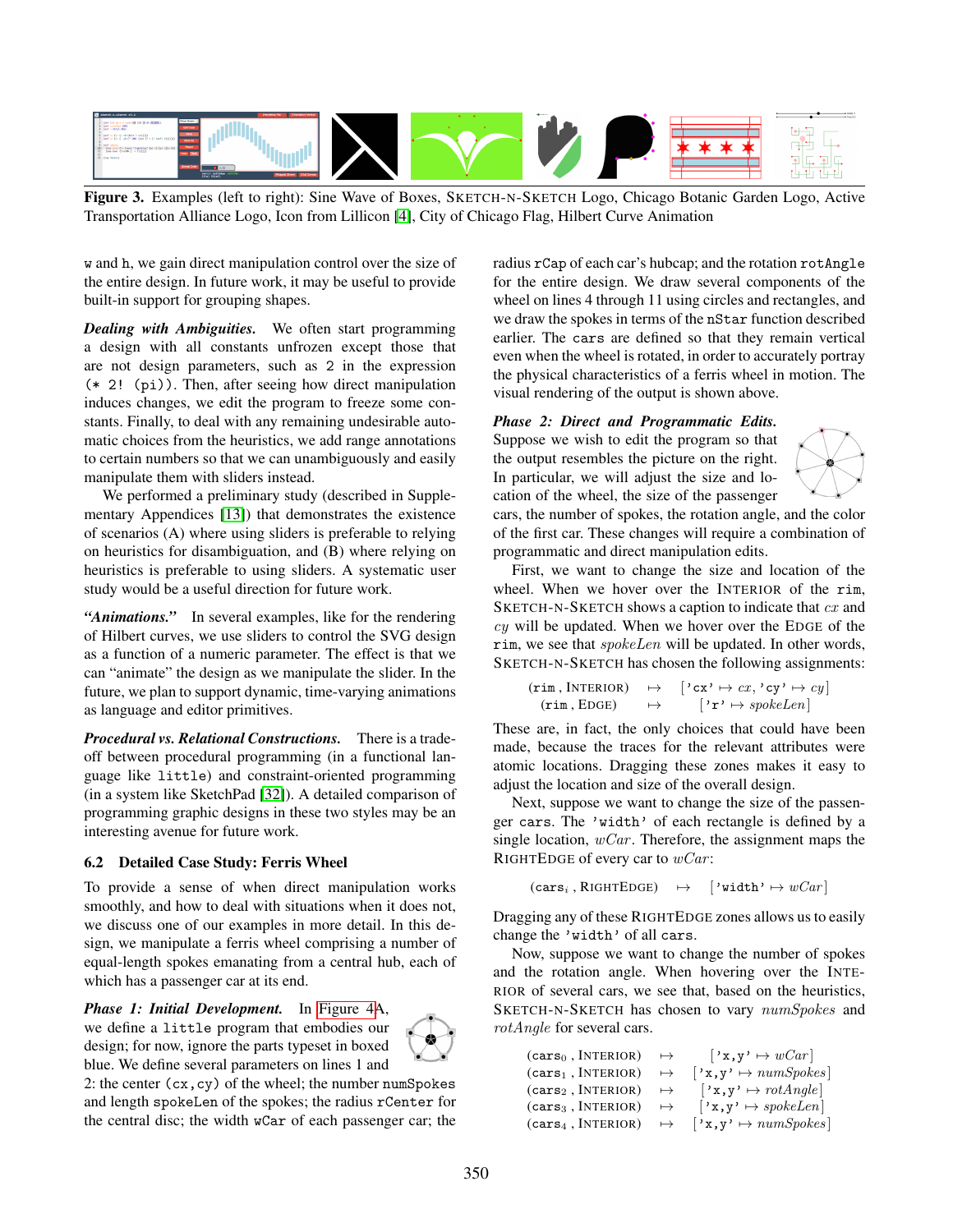**Figure 3.** Examples (left to right): Sine Wave of Boxes, SKETCH-N-SKETCH Logo, Chicago Botanic Garden Logo, Active Transportation Alliance Logo, Icon from Lillicon [4], City of Chicago Flag, Hilbert Curve Animation

w and h, we gain direct manipulation control over the size of the entire design. In future work, it may be useful to provide built-in support for grouping shapes.

***Dealing with Ambiguities.*** We often start programming a design with all constants unfrozen except those that are not design parameters, such as 2 in the expression `(* 2! (pi))`. Then, after seeing how direct manipulation induces changes, we edit the program to freeze some constants. Finally, to deal with any remaining undesirable automatic choices from the heuristics, we add range annotations to certain numbers so that we can unambiguously and easily manipulate them with sliders instead.

We performed a preliminary study (described in Supplementary Appendices [13]) that demonstrates the existence of scenarios (A) where using sliders is preferable to relying on heuristics for disambiguation, and (B) where relying on heuristics is preferable to using sliders. A systematic user study would be a useful direction for future work.

***"Animations."*** In several examples, like for the rendering of Hilbert curves, we use sliders to control the SVG design as a function of a numeric parameter. The effect is that we can "animate" the design as we manipulate the slider. In the future, we plan to support dynamic, time-varying animations as language and editor primitives.

***Procedural vs. Relational Constructions.*** There is a trade-off between procedural programming (in a functional language like `little`) and constraint-oriented programming (in a system like SketchPad [32]). A detailed comparison of programming graphic designs in these two styles may be an interesting avenue for future work.

## 6.2 Detailed Case Study: Ferris Wheel

To provide a sense of when direct manipulation works smoothly, and how to deal with situations when it does not, we discuss one of our examples in more detail. In this design, we manipulate a ferris wheel comprising a number of equal-length spokes emanating from a central hub, each of which has a passenger car at its end.

***Phase 1: Initial Development.*** In Figure 4A, we define a `little` program that embodies our design; for now, ignore the parts typeset in boxed blue. We define several parameters on lines 1 and 2: the center `(cx,cy)` of the wheel; the number `numSpokes` and length `spokeLen` of the spokes; the radius `rCenter` for the central disc; the width `wCar` of each passenger car; the radius `rCap` of each car's hubcap; and the rotation `rotAngle` for the entire design. We draw several components of the wheel on lines 4 through 11 using circles and rectangles, and we draw the spokes in terms of the `nStar` function described earlier. The `cars` are defined so that they remain vertical even when the wheel is rotated, in order to accurately portray the physical characteristics of a ferris wheel in motion. The visual rendering of the output is shown above.

***Phase 2: Direct and Programmatic Edits.*** Suppose we wish to edit the program so that the output resembles the picture on the right. In particular, we will adjust the size and location of the wheel, the size of the passenger cars, the number of spokes, the rotation angle, and the color of the first car. These changes will require a combination of programmatic and direct manipulation edits.

First, we want to change the size and location of the wheel. When we hover over the INTERIOR of the `rim`, SKETCH-N-SKETCH shows a caption to indicate that $cx$ and $cy$ will be updated. When we hover over the EDGE of the `rim`, we see that $spokeLen$ will be updated. In other words, SKETCH-N-SKETCH has chosen the following assignments:

$$\begin{array}{lcl} (\texttt{rim}\,,\textsc{Interior}) & \mapsto & [\texttt{'cx'} \mapsto cx, \texttt{'cy'} \mapsto cy] \\ (\texttt{rim}\,,\textsc{Edge}) & \mapsto & [\texttt{'r'} \mapsto spokeLen] \end{array}$$

These are, in fact, the only choices that could have been made, because the traces for the relevant attributes were atomic locations. Dragging these zones makes it easy to adjust the location and size of the overall design.

Next, suppose we want to change the size of the passenger `cars`. The `'width'` of each rectangle is defined by a single location, $wCar$. Therefore, the assignment maps the RIGHTEDGE of every car to $wCar$:

$$(\texttt{cars}_i\,,\textsc{RightEdge}) \;\mapsto\; [\texttt{'width'} \mapsto wCar]$$

Dragging any of these RIGHTEDGE zones allows us to easily change the `'width'` of all `cars`.

Now, suppose we want to change the number of spokes and the rotation angle. When hovering over the INTERIOR of several cars, we see that, based on the heuristics, SKETCH-N-SKETCH has chosen to vary $numSpokes$ and $rotAngle$ for several cars.

$$\begin{array}{lcl} (\texttt{cars}_0\,,\textsc{Interior}) & \mapsto & [\texttt{'x,y'} \mapsto wCar] \\ (\texttt{cars}_1\,,\textsc{Interior}) & \mapsto & [\texttt{'x,y'} \mapsto numSpokes] \\ (\texttt{cars}_2\,,\textsc{Interior}) & \mapsto & [\texttt{'x,y'} \mapsto rotAngle] \\ (\texttt{cars}_3\,,\textsc{Interior}) & \mapsto & [\texttt{'x,y'} \mapsto spokeLen] \\ (\texttt{cars}_4\,,\textsc{Interior}) & \mapsto & [\texttt{'x,y'} \mapsto numSpokes] \end{array}$$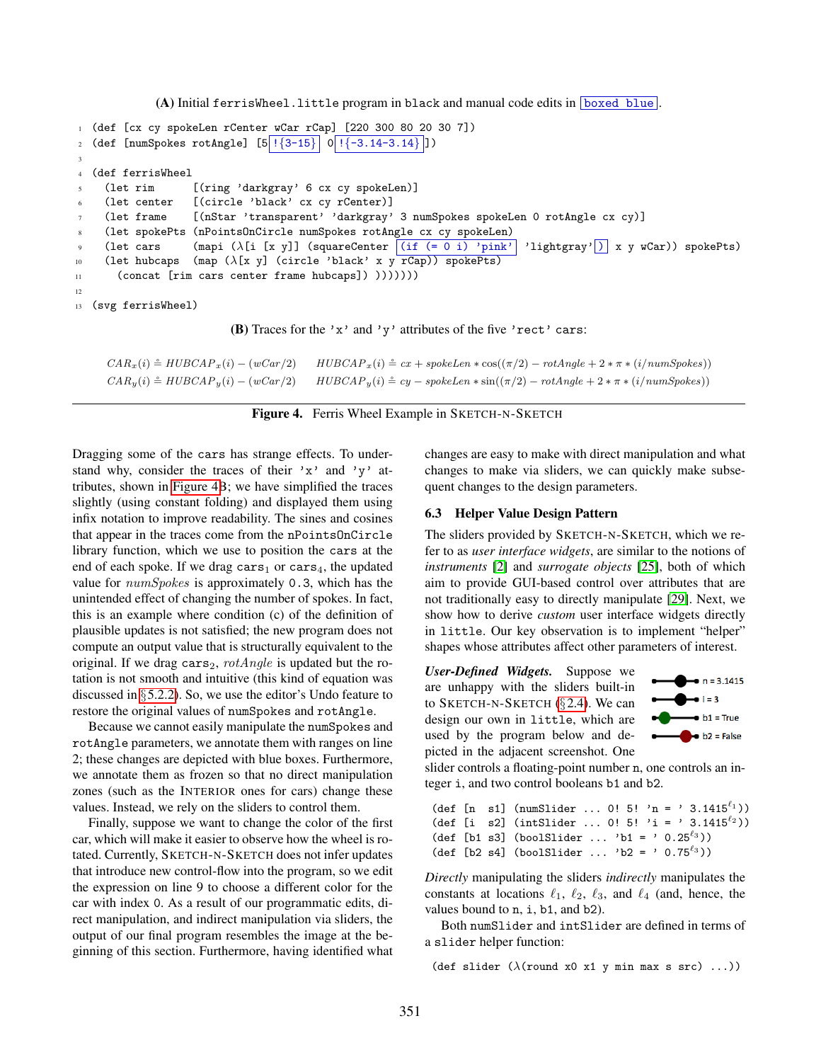**(A)** Initial `ferrisWheel.little` program in black and manual code edits in boxed blue.

```
1  (def [cx cy spokeLen rCenter wCar rCap] [220 300 80 20 30 7])
2  (def [numSpokes rotAngle] [5 !{3-15} 0 !{-3.14-3.14}])
3
4  (def ferrisWheel
5    (let rim      [(ring 'darkgray' 6 cx cy spokeLen)]
6    (let center   [(circle 'black' cx cy rCenter)]
7    (let frame    [(nStar 'transparent' 'darkgray' 3 numSpokes spokeLen 0 rotAngle cx cy)]
8    (let spokePts (nPointsOnCircle numSpokes rotAngle cx cy spokeLen)
9    (let cars     (mapi (λ[i [x y]] (squareCenter (if (= 0 i) 'pink' 'lightgray') x y wCar)) spokePts)
10   (let hubcaps  (map (λ[x y] (circle 'black' x y rCap)) spokePts)
11     (concat [rim cars center frame hubcaps]) )))))))
12
13 (svg ferrisWheel)
```

**(B)** Traces for the `'x'` and `'y'` attributes of the five `'rect'` cars:

$$CAR_x(i) \triangleq HUBCAP_x(i) - (wCar/2) \qquad HUBCAP_x(i) \triangleq cx + spokeLen * \cos((\pi/2) - rotAngle + 2 * \pi * (i/numSpokes))$$

$$CAR_y(i) \triangleq HUBCAP_y(i) - (wCar/2) \qquad HUBCAP_y(i) \triangleq cy - spokeLen * \sin((\pi/2) - rotAngle + 2 * \pi * (i/numSpokes))$$

**Figure 4.** Ferris Wheel Example in SKETCH-N-SKETCH

Dragging some of the `cars` has strange effects. To understand why, consider the traces of their `'x'` and `'y'` attributes, shown in Figure 4B; we have simplified the traces slightly (using constant folding) and displayed them using infix notation to improve readability. The sines and cosines that appear in the traces come from the `nPointsOnCircle` library function, which we use to position the `cars` at the end of each spoke. If we drag $\texttt{cars}_1$ or $\texttt{cars}_4$, the updated value for *numSpokes* is approximately `0.3`, which has the unintended effect of changing the number of spokes. In fact, this is an example where condition (c) of the definition of plausible updates is not satisfied; the new program does not compute an output value that is structurally equivalent to the original. If we drag $\texttt{cars}_2$, *rotAngle* is updated but the rotation is not smooth and intuitive (this kind of equation was discussed in §5.2.2). So, we use the editor's Undo feature to restore the original values of `numSpokes` and `rotAngle`.

Because we cannot easily manipulate the `numSpokes` and `rotAngle` parameters, we annotate them with ranges on line 2; these changes are depicted with blue boxes. Furthermore, we annotate them as frozen so that no direct manipulation zones (such as the INTERIOR ones for cars) change these values. Instead, we rely on the sliders to control them.

Finally, suppose we want to change the color of the first car, which will make it easier to observe how the wheel is rotated. Currently, SKETCH-N-SKETCH does not infer updates that introduce new control-flow into the program, so we edit the expression on line 9 to choose a different color for the car with index `0`. As a result of our programmatic edits, direct manipulation, and indirect manipulation via sliders, the output of our final program resembles the image at the beginning of this section. Furthermore, having identified what changes are easy to make with direct manipulation and what changes to make via sliders, we can quickly make subsequent changes to the design parameters.

### 6.3 Helper Value Design Pattern

The sliders provided by SKETCH-N-SKETCH, which we refer to as *user interface widgets*, are similar to the notions of *instruments* [2] and *surrogate objects* [25], both of which aim to provide GUI-based control over attributes that are not traditionally easy to directly manipulate [29]. Next, we show how to derive *custom* user interface widgets directly in `little`. Our key observation is to implement "helper" shapes whose attributes affect other parameters of interest.

***User-Defined Widgets.*** Suppose we are unhappy with the sliders built-in to SKETCH-N-SKETCH (§2.4). We can design our own in `little`, which are used by the program below and depicted in the adjacent screenshot. One slider controls a floating-point number `n`, one controls an integer `i`, and two control booleans `b1` and `b2`.

n = 3.1415
i = 3
b1 = True
b2 = False

```
(def [n  s1] (numSlider ... 0! 5! 'n = ' 3.1415^ℓ1))
(def [i  s2] (intSlider ... 0! 5! 'i = ' 3.1415^ℓ2))
(def [b1 s3] (boolSlider ... 'b1 = ' 0.25^ℓ3))
(def [b2 s4] (boolSlider ... 'b2 = ' 0.75^ℓ3))
```

*Directly* manipulating the sliders *indirectly* manipulates the constants at locations $\ell_1$, $\ell_2$, $\ell_3$, and $\ell_4$ (and, hence, the values bound to `n`, `i`, `b1`, and `b2`).

Both `numSlider` and `intSlider` are defined in terms of a `slider` helper function:

```
(def slider (λ(round x0 x1 y min max s src) ...))
```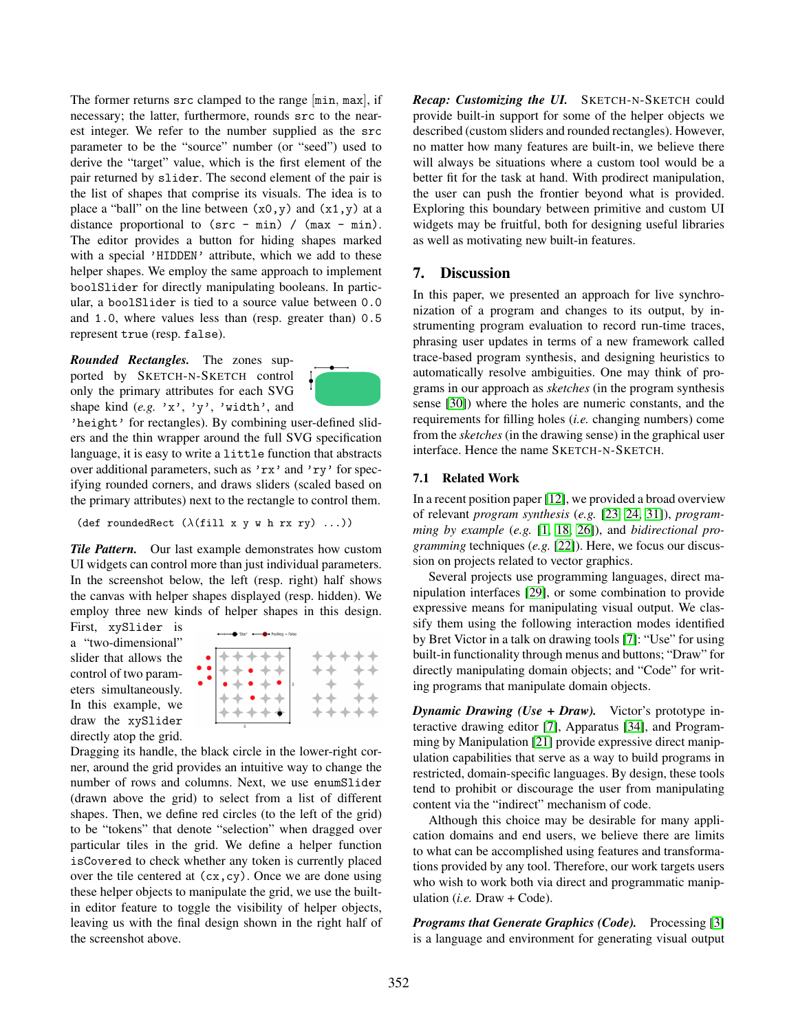The former returns `src` clamped to the range [`min`, `max`], if necessary; the latter, furthermore, rounds `src` to the nearest integer. We refer to the number supplied as the `src` parameter to be the "source" number (or "seed") used to derive the "target" value, which is the first element of the pair returned by `slider`. The second element of the pair is the list of shapes that comprise its visuals. The idea is to place a "ball" on the line between `(x0,y)` and `(x1,y)` at a distance proportional to `(src - min) / (max - min)`. The editor provides a button for hiding shapes marked with a special `'HIDDEN'` attribute, which we add to these helper shapes. We employ the same approach to implement `boolSlider` for directly manipulating booleans. In particular, a `boolSlider` is tied to a source value between `0.0` and `1.0`, where values less than (resp. greater than) `0.5` represent `true` (resp. `false`).

***Rounded Rectangles.*** The zones supported by SKETCH-N-SKETCH control only the primary attributes for each SVG shape kind (*e.g.* `'x'`, `'y'`, `'width'`, and `'height'` for rectangles). By combining user-defined sliders and the thin wrapper around the full SVG specification language, it is easy to write a `little` function that abstracts over additional parameters, such as `'rx'` and `'ry'` for specifying rounded corners, and draws sliders (scaled based on the primary attributes) next to the rectangle to control them.

```
(def roundedRect (λ(fill x y w h rx ry) ...))
```

***Tile Pattern.*** Our last example demonstrates how custom UI widgets can control more than just individual parameters. In the screenshot below, the left (resp. right) half shows the canvas with helper shapes displayed (resp. hidden). We employ three new kinds of helper shapes in this design. First, `xySlider` is a "two-dimensional" slider that allows the control of two parameters simultaneously. In this example, we draw the `xySlider` directly atop the grid. Dragging its handle, the black circle in the lower-right corner, around the grid provides an intuitive way to change the number of rows and columns. Next, we use `enumSlider` (drawn above the grid) to select from a list of different shapes. Then, we define red circles (to the left of the grid) to be "tokens" that denote "selection" when dragged over particular tiles in the grid. We define a helper function `isCovered` to check whether any token is currently placed over the tile centered at `(cx,cy)`. Once we are done using these helper objects to manipulate the grid, we use the built-in editor feature to toggle the visibility of helper objects, leaving us with the final design shown in the right half of the screenshot above.

***Recap: Customizing the UI.*** SKETCH-N-SKETCH could provide built-in support for some of the helper objects we described (custom sliders and rounded rectangles). However, no matter how many features are built-in, we believe there will always be situations where a custom tool would be a better fit for the task at hand. With prodirect manipulation, the user can push the frontier beyond what is provided. Exploring this boundary between primitive and custom UI widgets may be fruitful, both for designing useful libraries as well as motivating new built-in features.

## 7. Discussion

In this paper, we presented an approach for live synchronization of a program and changes to its output, by instrumenting program evaluation to record run-time traces, phrasing user updates in terms of a new framework called trace-based program synthesis, and designing heuristics to automatically resolve ambiguities. One may think of programs in our approach as *sketches* (in the program synthesis sense [30]) where the holes are numeric constants, and the requirements for filling holes (*i.e.* changing numbers) come from the *sketches* (in the drawing sense) in the graphical user interface. Hence the name SKETCH-N-SKETCH.

### 7.1 Related Work

In a recent position paper [12], we provided a broad overview of relevant *program synthesis* (*e.g.* [23, 24, 31]), *programming by example* (*e.g.* [1, 18, 26]), and *bidirectional programming* techniques (*e.g.* [22]). Here, we focus our discussion on projects related to vector graphics.

Several projects use programming languages, direct manipulation interfaces [29], or some combination to provide expressive means for manipulating visual output. We classify them using the following interaction modes identified by Bret Victor in a talk on drawing tools [7]: "Use" for using built-in functionality through menus and buttons; "Draw" for directly manipulating domain objects; and "Code" for writing programs that manipulate domain objects.

***Dynamic Drawing (Use + Draw).*** Victor's prototype interactive drawing editor [7], Apparatus [34], and Programming by Manipulation [21] provide expressive direct manipulation capabilities that serve as a way to build programs in restricted, domain-specific languages. By design, these tools tend to prohibit or discourage the user from manipulating content via the "indirect" mechanism of code.

Although this choice may be desirable for many application domains and end users, we believe there are limits to what can be accomplished using features and transformations provided by any tool. Therefore, our work targets users who wish to work both via direct and programmatic manipulation (*i.e.* Draw + Code).

***Programs that Generate Graphics (Code).*** Processing [3] is a language and environment for generating visual output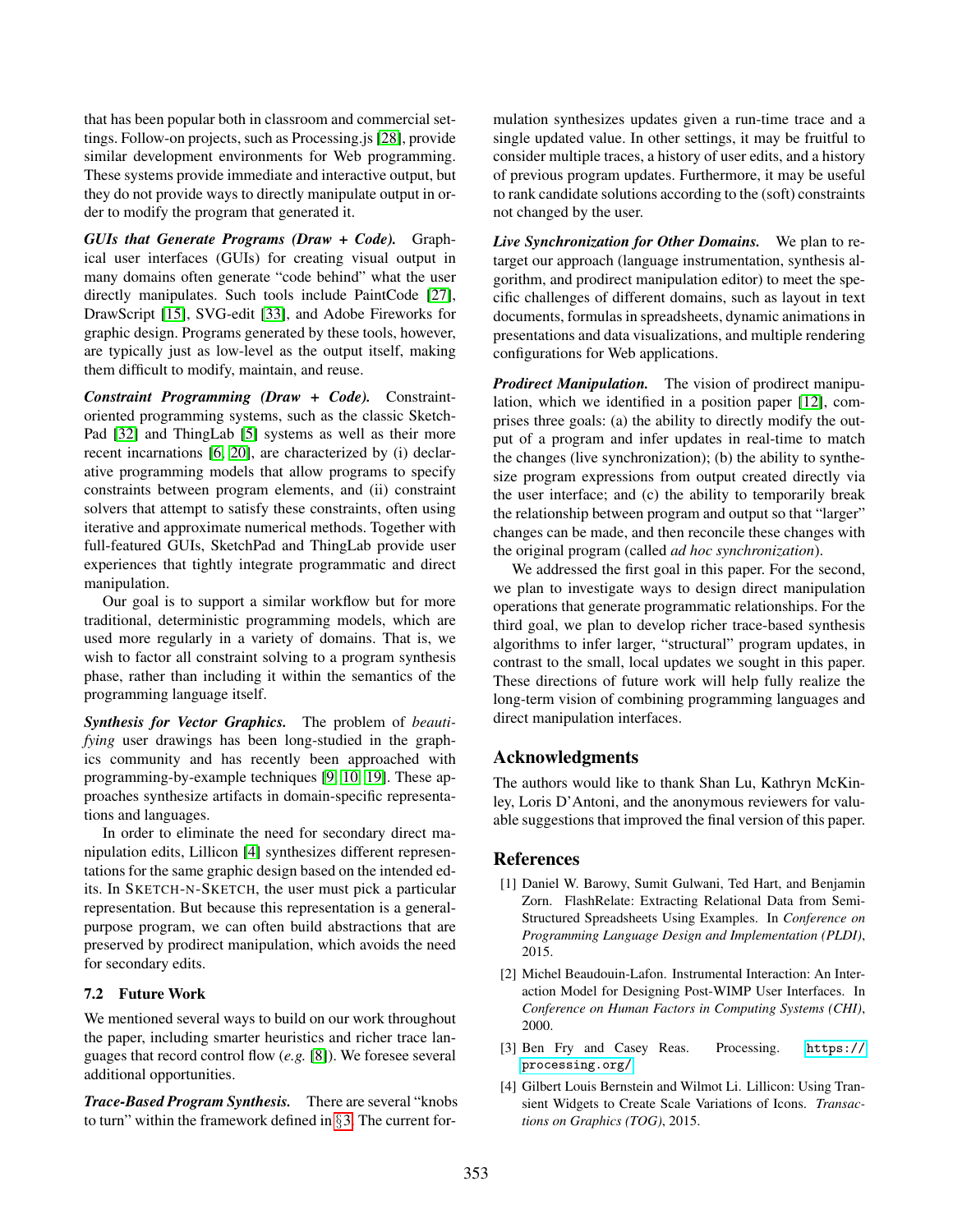that has been popular both in classroom and commercial settings. Follow-on projects, such as Processing.js [28], provide similar development environments for Web programming. These systems provide immediate and interactive output, but they do not provide ways to directly manipulate output in order to modify the program that generated it.

***GUIs that Generate Programs (Draw + Code).*** Graphical user interfaces (GUIs) for creating visual output in many domains often generate "code behind" what the user directly manipulates. Such tools include PaintCode [27], DrawScript [15], SVG-edit [33], and Adobe Fireworks for graphic design. Programs generated by these tools, however, are typically just as low-level as the output itself, making them difficult to modify, maintain, and reuse.

***Constraint Programming (Draw + Code).*** Constraint-oriented programming systems, such as the classic SketchPad [32] and ThingLab [5] systems as well as their more recent incarnations [6, 20], are characterized by (i) declarative programming models that allow programs to specify constraints between program elements, and (ii) constraint solvers that attempt to satisfy these constraints, often using iterative and approximate numerical methods. Together with full-featured GUIs, SketchPad and ThingLab provide user experiences that tightly integrate programmatic and direct manipulation.

Our goal is to support a similar workflow but for more traditional, deterministic programming models, which are used more regularly in a variety of domains. That is, we wish to factor all constraint solving to a program synthesis phase, rather than including it within the semantics of the programming language itself.

***Synthesis for Vector Graphics.*** The problem of *beautifying* user drawings has been long-studied in the graphics community and has recently been approached with programming-by-example techniques [9, 10, 19]. These approaches synthesize artifacts in domain-specific representations and languages.

In order to eliminate the need for secondary direct manipulation edits, Lillicon [4] synthesizes different representations for the same graphic design based on the intended edits. In SKETCH-N-SKETCH, the user must pick a particular representation. But because this representation is a general-purpose program, we can often build abstractions that are preserved by prodirect manipulation, which avoids the need for secondary edits.

### 7.2 Future Work

We mentioned several ways to build on our work throughout the paper, including smarter heuristics and richer trace languages that record control flow (*e.g.* [8]). We foresee several additional opportunities.

***Trace-Based Program Synthesis.*** There are several "knobs to turn" within the framework defined in §3. The current formulation synthesizes updates given a run-time trace and a single updated value. In other settings, it may be fruitful to consider multiple traces, a history of user edits, and a history of previous program updates. Furthermore, it may be useful to rank candidate solutions according to the (soft) constraints not changed by the user.

***Live Synchronization for Other Domains.*** We plan to retarget our approach (language instrumentation, synthesis algorithm, and prodirect manipulation editor) to meet the specific challenges of different domains, such as layout in text documents, formulas in spreadsheets, dynamic animations in presentations and data visualizations, and multiple rendering configurations for Web applications.

***Prodirect Manipulation.*** The vision of prodirect manipulation, which we identified in a position paper [12], comprises three goals: (a) the ability to directly modify the output of a program and infer updates in real-time to match the changes (live synchronization); (b) the ability to synthesize program expressions from output created directly via the user interface; and (c) the ability to temporarily break the relationship between program and output so that "larger" changes can be made, and then reconcile these changes with the original program (called *ad hoc synchronization*).

We addressed the first goal in this paper. For the second, we plan to investigate ways to design direct manipulation operations that generate programmatic relationships. For the third goal, we plan to develop richer trace-based synthesis algorithms to infer larger, "structural" program updates, in contrast to the small, local updates we sought in this paper. These directions of future work will help fully realize the long-term vision of combining programming languages and direct manipulation interfaces.

## Acknowledgments

The authors would like to thank Shan Lu, Kathryn McKinley, Loris D'Antoni, and the anonymous reviewers for valuable suggestions that improved the final version of this paper.

## References

[1] Daniel W. Barowy, Sumit Gulwani, Ted Hart, and Benjamin Zorn. FlashRelate: Extracting Relational Data from Semi-Structured Spreadsheets Using Examples. In *Conference on Programming Language Design and Implementation (PLDI)*, 2015.

[2] Michel Beaudouin-Lafon. Instrumental Interaction: An Interaction Model for Designing Post-WIMP User Interfaces. In *Conference on Human Factors in Computing Systems (CHI)*, 2000.

[3] Ben Fry and Casey Reas. Processing. `https://processing.org/`

[4] Gilbert Louis Bernstein and Wilmot Li. Lillicon: Using Transient Widgets to Create Scale Variations of Icons. *Transactions on Graphics (TOG)*, 2015.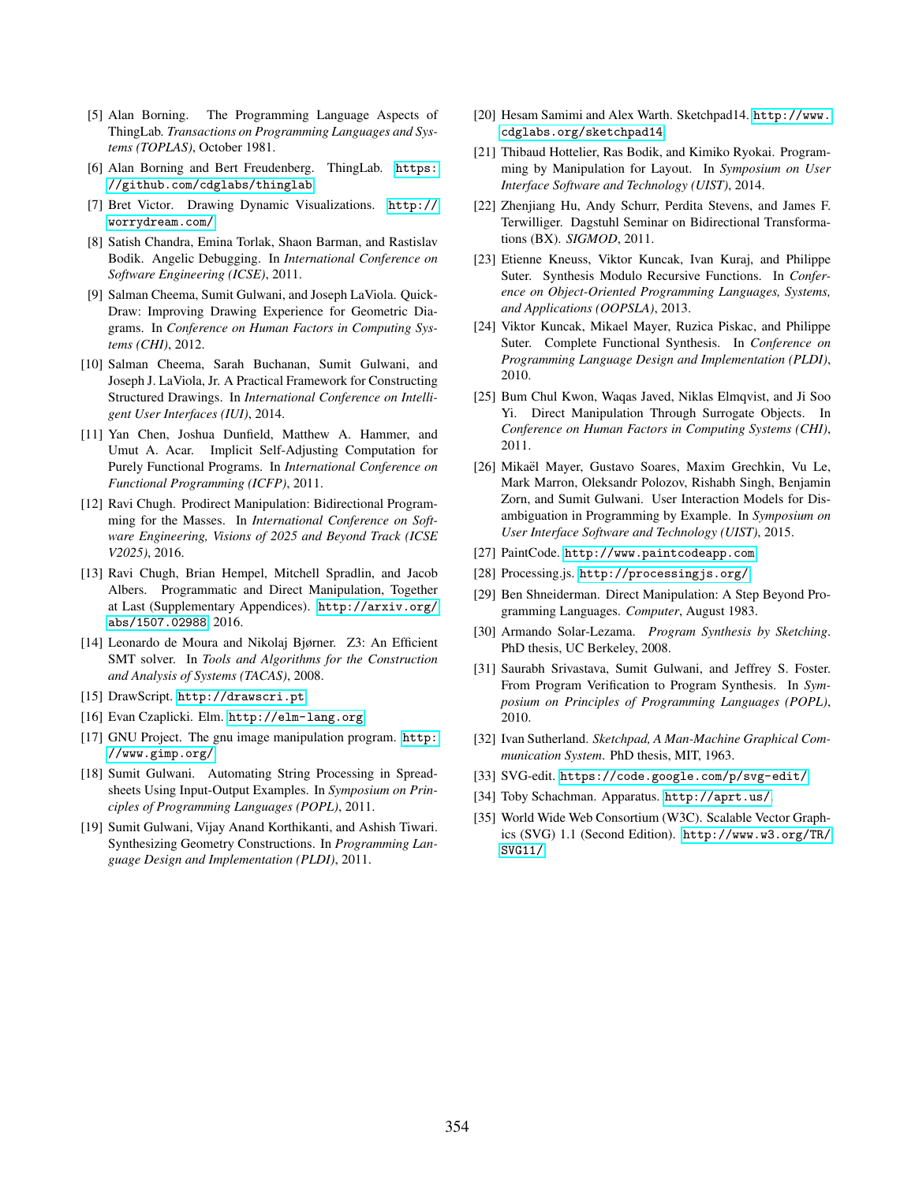[5] Alan Borning. The Programming Language Aspects of ThingLab. *Transactions on Programming Languages and Systems (TOPLAS)*, October 1981.

[6] Alan Borning and Bert Freudenberg. ThingLab. https://github.com/cdglabs/thinglab

[7] Bret Victor. Drawing Dynamic Visualizations. http://worrydream.com/

[8] Satish Chandra, Emina Torlak, Shaon Barman, and Rastislav Bodik. Angelic Debugging. In *International Conference on Software Engineering (ICSE)*, 2011.

[9] Salman Cheema, Sumit Gulwani, and Joseph LaViola. QuickDraw: Improving Drawing Experience for Geometric Diagrams. In *Conference on Human Factors in Computing Systems (CHI)*, 2012.

[10] Salman Cheema, Sarah Buchanan, Sumit Gulwani, and Joseph J. LaViola, Jr. A Practical Framework for Constructing Structured Drawings. In *International Conference on Intelligent User Interfaces (IUI)*, 2014.

[11] Yan Chen, Joshua Dunfield, Matthew A. Hammer, and Umut A. Acar. Implicit Self-Adjusting Computation for Purely Functional Programs. In *International Conference on Functional Programming (ICFP)*, 2011.

[12] Ravi Chugh. Prodirect Manipulation: Bidirectional Programming for the Masses. In *International Conference on Software Engineering, Visions of 2025 and Beyond Track (ICSE V2025)*, 2016.

[13] Ravi Chugh, Brian Hempel, Mitchell Spradlin, and Jacob Albers. Programmatic and Direct Manipulation, Together at Last (Supplementary Appendices). http://arxiv.org/abs/1507.02988, 2016.

[14] Leonardo de Moura and Nikolaj Bjørner. Z3: An Efficient SMT solver. In *Tools and Algorithms for the Construction and Analysis of Systems (TACAS)*, 2008.

[15] DrawScript. http://drawscri.pt

[16] Evan Czaplicki. Elm. http://elm-lang.org

[17] GNU Project. The gnu image manipulation program. http://www.gimp.org/

[18] Sumit Gulwani. Automating String Processing in Spreadsheets Using Input-Output Examples. In *Symposium on Principles of Programming Languages (POPL)*, 2011.

[19] Sumit Gulwani, Vijay Anand Korthikanti, and Ashish Tiwari. Synthesizing Geometry Constructions. In *Programming Language Design and Implementation (PLDI)*, 2011.

[20] Hesam Samimi and Alex Warth. Sketchpad14. http://www.cdglabs.org/sketchpad14

[21] Thibaud Hottelier, Ras Bodik, and Kimiko Ryokai. Programming by Manipulation for Layout. In *Symposium on User Interface Software and Technology (UIST)*, 2014.

[22] Zhenjiang Hu, Andy Schurr, Perdita Stevens, and James F. Terwilliger. Dagstuhl Seminar on Bidirectional Transformations (BX). *SIGMOD*, 2011.

[23] Etienne Kneuss, Viktor Kuncak, Ivan Kuraj, and Philippe Suter. Synthesis Modulo Recursive Functions. In *Conference on Object-Oriented Programming Languages, Systems, and Applications (OOPSLA)*, 2013.

[24] Viktor Kuncak, Mikael Mayer, Ruzica Piskac, and Philippe Suter. Complete Functional Synthesis. In *Conference on Programming Language Design and Implementation (PLDI)*, 2010.

[25] Bum Chul Kwon, Waqas Javed, Niklas Elmqvist, and Ji Soo Yi. Direct Manipulation Through Surrogate Objects. In *Conference on Human Factors in Computing Systems (CHI)*, 2011.

[26] Mikaël Mayer, Gustavo Soares, Maxim Grechkin, Vu Le, Mark Marron, Oleksandr Polozov, Rishabh Singh, Benjamin Zorn, and Sumit Gulwani. User Interaction Models for Disambiguation in Programming by Example. In *Symposium on User Interface Software and Technology (UIST)*, 2015.

[27] PaintCode. http://www.paintcodeapp.com

[28] Processing.js. http://processingjs.org/

[29] Ben Shneiderman. Direct Manipulation: A Step Beyond Programming Languages. *Computer*, August 1983.

[30] Armando Solar-Lezama. *Program Synthesis by Sketching*. PhD thesis, UC Berkeley, 2008.

[31] Saurabh Srivastava, Sumit Gulwani, and Jeffrey S. Foster. From Program Verification to Program Synthesis. In *Symposium on Principles of Programming Languages (POPL)*, 2010.

[32] Ivan Sutherland. *Sketchpad, A Man-Machine Graphical Communication System*. PhD thesis, MIT, 1963.

[33] SVG-edit. https://code.google.com/p/svg-edit/

[34] Toby Schachman. Apparatus. http://aprt.us/

[35] World Wide Web Consortium (W3C). Scalable Vector Graphics (SVG) 1.1 (Second Edition). http://www.w3.org/TR/SVG11/